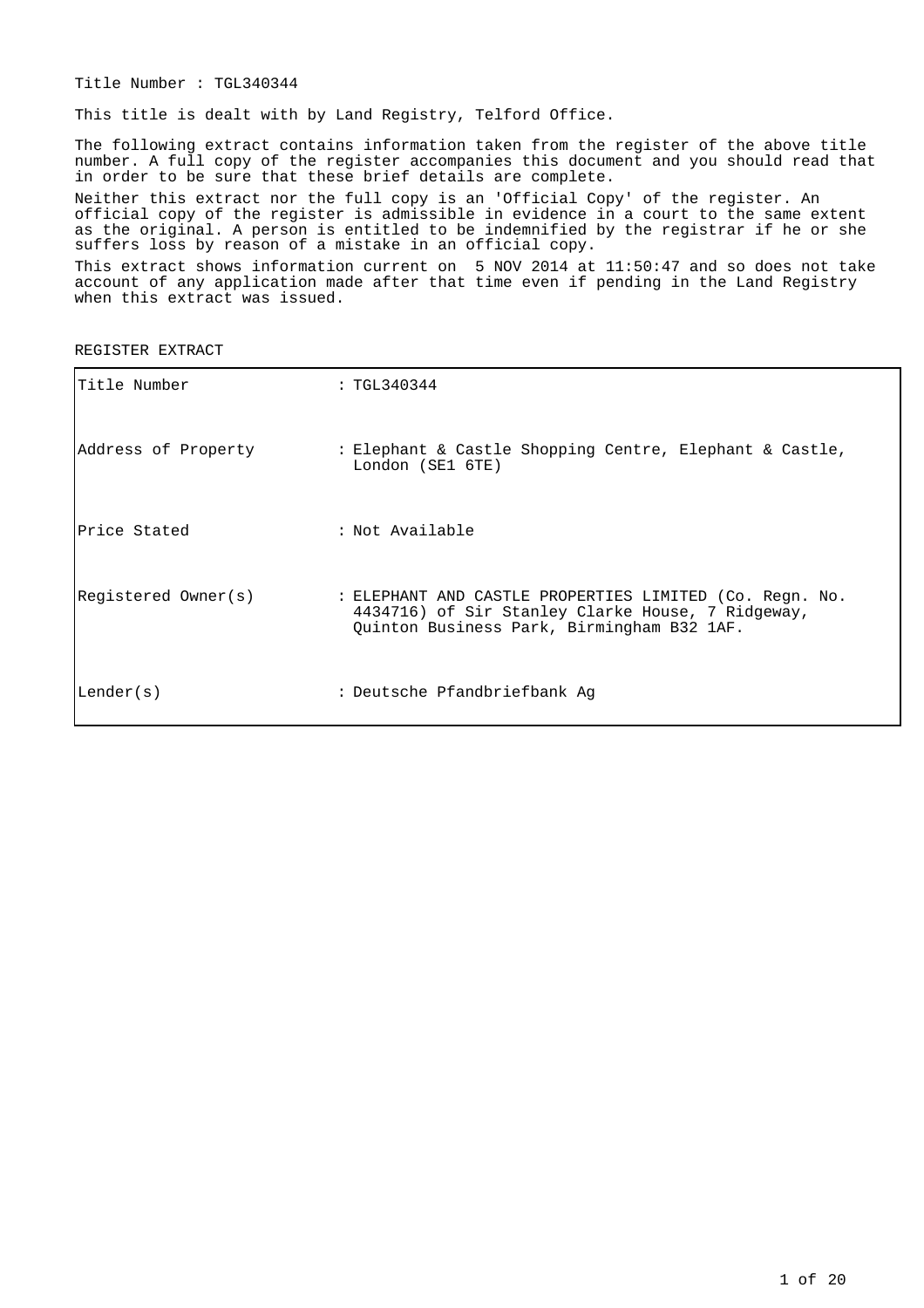Title Number : TGL340344

This title is dealt with by Land Registry, Telford Office.

The following extract contains information taken from the register of the above title number. A full copy of the register accompanies this document and you should read that in order to be sure that these brief details are complete.

Neither this extract nor the full copy is an 'Official Copy' of the register. An official copy of the register is admissible in evidence in a court to the same extent as the original. A person is entitled to be indemnified by the registrar if he or she suffers loss by reason of a mistake in an official copy.

This extract shows information current on 5 NOV 2014 at 11:50:47 and so does not take account of any application made after that time even if pending in the Land Registry when this extract was issued.

REGISTER EXTRACT

| | |
|---|---|
| Title Number | : TGL340344 |
| Address of Property | : Elephant & Castle Shopping Centre, Elephant & Castle, London (SE1 6TE) |
| Price Stated | : Not Available |
| Registered Owner(s) | : ELEPHANT AND CASTLE PROPERTIES LIMITED (Co. Regn. No. 4434716) of Sir Stanley Clarke House, 7 Ridgeway, Quinton Business Park, Birmingham B32 1AF. |
| Lender(s) | : Deutsche Pfandbriefbank Ag |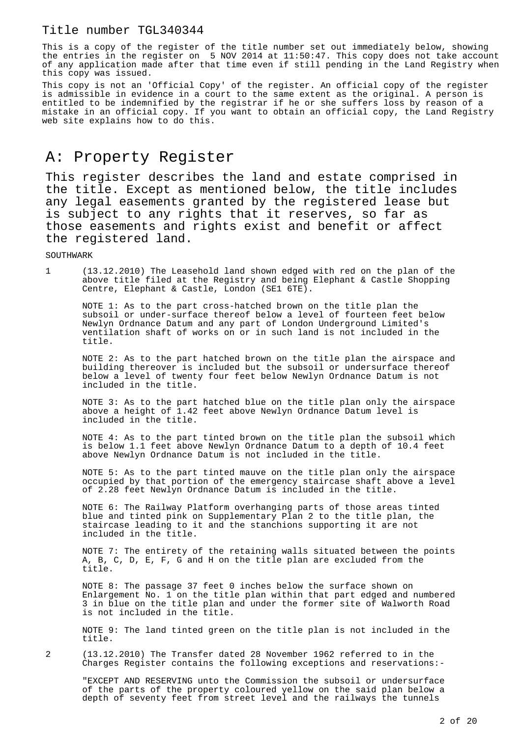# Title number TGL340344

This is a copy of the register of the title number set out immediately below, showing the entries in the register on 5 NOV 2014 at 11:50:47. This copy does not take account of any application made after that time even if still pending in the Land Registry when this copy was issued.

This copy is not an 'Official Copy' of the register. An official copy of the register is admissible in evidence in a court to the same extent as the original. A person is entitled to be indemnified by the registrar if he or she suffers loss by reason of a mistake in an official copy. If you want to obtain an official copy, the Land Registry web site explains how to do this.

## A: Property Register

This register describes the land and estate comprised in the title. Except as mentioned below, the title includes any legal easements granted by the registered lease but is subject to any rights that it reserves, so far as those easements and rights exist and benefit or affect the registered land.

SOUTHWARK

1 (13.12.2010) The Leasehold land shown edged with red on the plan of the above title filed at the Registry and being Elephant & Castle Shopping Centre, Elephant & Castle, London (SE1 6TE).

NOTE 1: As to the part cross-hatched brown on the title plan the subsoil or under-surface thereof below a level of fourteen feet below Newlyn Ordnance Datum and any part of London Underground Limited's ventilation shaft of works on or in such land is not included in the title.

NOTE 2: As to the part hatched brown on the title plan the airspace and building thereover is included but the subsoil or undersurface thereof below a level of twenty four feet below Newlyn Ordnance Datum is not included in the title.

NOTE 3: As to the part hatched blue on the title plan only the airspace above a height of 1.42 feet above Newlyn Ordnance Datum level is included in the title.

NOTE 4: As to the part tinted brown on the title plan the subsoil which is below 1.1 feet above Newlyn Ordnance Datum to a depth of 10.4 feet above Newlyn Ordnance Datum is not included in the title.

NOTE 5: As to the part tinted mauve on the title plan only the airspace occupied by that portion of the emergency staircase shaft above a level of 2.28 feet Newlyn Ordnance Datum is included in the title.

NOTE 6: The Railway Platform overhanging parts of those areas tinted blue and tinted pink on Supplementary Plan 2 to the title plan, the staircase leading to it and the stanchions supporting it are not included in the title.

NOTE 7: The entirety of the retaining walls situated between the points A, B, C, D, E, F, G and H on the title plan are excluded from the title.

NOTE 8: The passage 37 feet 0 inches below the surface shown on Enlargement No. 1 on the title plan within that part edged and numbered 3 in blue on the title plan and under the former site of Walworth Road is not included in the title.

NOTE 9: The land tinted green on the title plan is not included in the title.

2 (13.12.2010) The Transfer dated 28 November 1962 referred to in the Charges Register contains the following exceptions and reservations:-

"EXCEPT AND RESERVING unto the Commission the subsoil or undersurface of the parts of the property coloured yellow on the said plan below a depth of seventy feet from street level and the railways the tunnels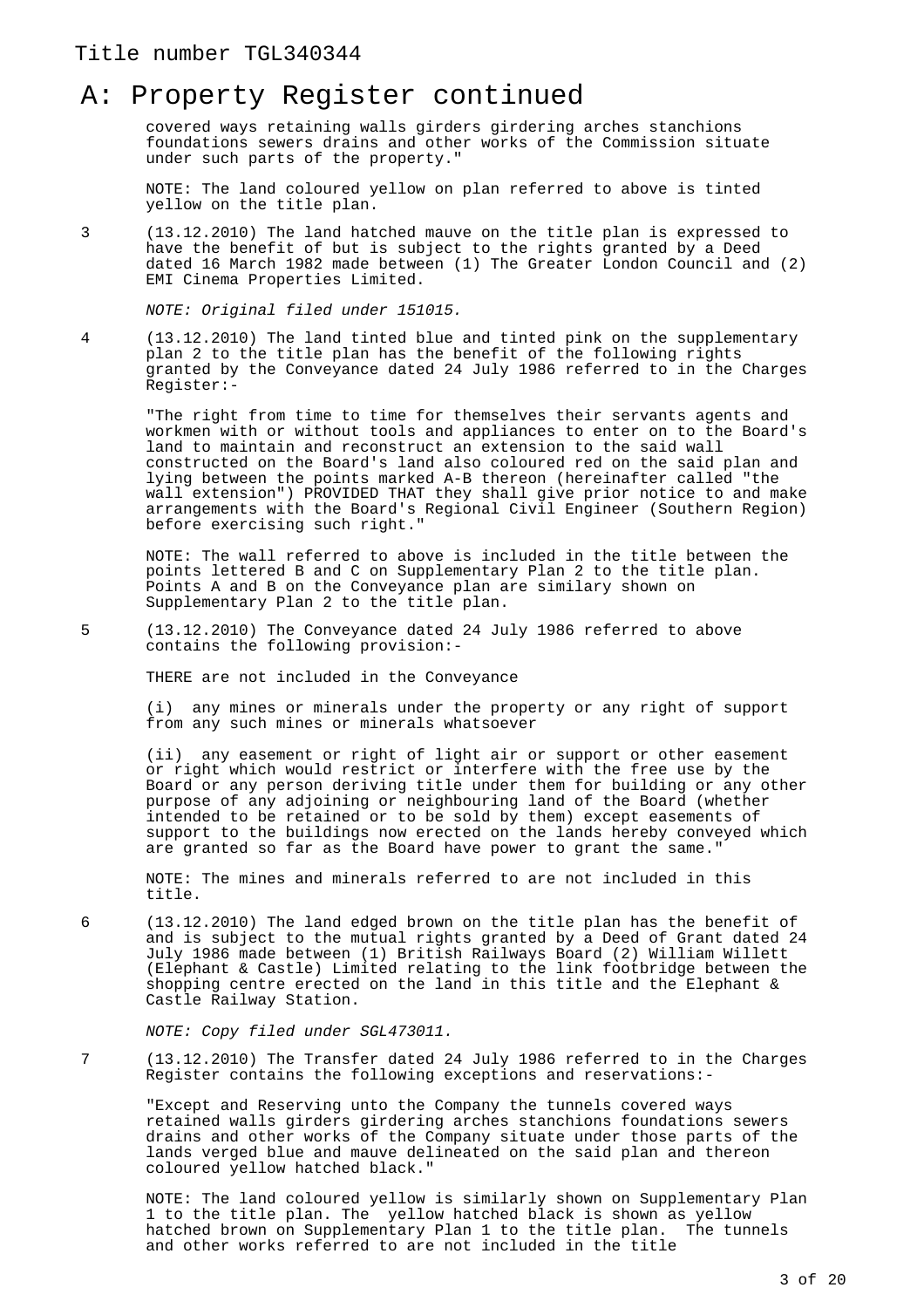# A: Property Register continued

covered ways retaining walls girders girdering arches stanchions foundations sewers drains and other works of the Commission situate under such parts of the property."

NOTE: The land coloured yellow on plan referred to above is tinted yellow on the title plan.

3 (13.12.2010) The land hatched mauve on the title plan is expressed to have the benefit of but is subject to the rights granted by a Deed dated 16 March 1982 made between (1) The Greater London Council and (2) EMI Cinema Properties Limited.

*NOTE: Original filed under 151015.*

4 (13.12.2010) The land tinted blue and tinted pink on the supplementary plan 2 to the title plan has the benefit of the following rights granted by the Conveyance dated 24 July 1986 referred to in the Charges Register:-

"The right from time to time for themselves their servants agents and workmen with or without tools and appliances to enter on to the Board's land to maintain and reconstruct an extension to the said wall constructed on the Board's land also coloured red on the said plan and lying between the points marked A-B thereon (hereinafter called "the wall extension") PROVIDED THAT they shall give prior notice to and make arrangements with the Board's Regional Civil Engineer (Southern Region) before exercising such right."

NOTE: The wall referred to above is included in the title between the points lettered B and C on Supplementary Plan 2 to the title plan. Points A and B on the Conveyance plan are similary shown on Supplementary Plan 2 to the title plan.

5 (13.12.2010) The Conveyance dated 24 July 1986 referred to above contains the following provision:-

THERE are not included in the Conveyance

(i) any mines or minerals under the property or any right of support from any such mines or minerals whatsoever

(ii) any easement or right of light air or support or other easement or right which would restrict or interfere with the free use by the Board or any person deriving title under them for building or any other purpose of any adjoining or neighbouring land of the Board (whether intended to be retained or to be sold by them) except easements of support to the buildings now erected on the lands hereby conveyed which are granted so far as the Board have power to grant the same."

NOTE: The mines and minerals referred to are not included in this title.

6 (13.12.2010) The land edged brown on the title plan has the benefit of and is subject to the mutual rights granted by a Deed of Grant dated 24 July 1986 made between (1) British Railways Board (2) William Willett (Elephant & Castle) Limited relating to the link footbridge between the shopping centre erected on the land in this title and the Elephant & Castle Railway Station.

*NOTE: Copy filed under SGL473011.*

7 (13.12.2010) The Transfer dated 24 July 1986 referred to in the Charges Register contains the following exceptions and reservations:-

"Except and Reserving unto the Company the tunnels covered ways retained walls girders girdering arches stanchions foundations sewers drains and other works of the Company situate under those parts of the lands verged blue and mauve delineated on the said plan and thereon coloured yellow hatched black."

NOTE: The land coloured yellow is similarly shown on Supplementary Plan 1 to the title plan. The yellow hatched black is shown as yellow hatched brown on Supplementary Plan 1 to the title plan. The tunnels and other works referred to are not included in the title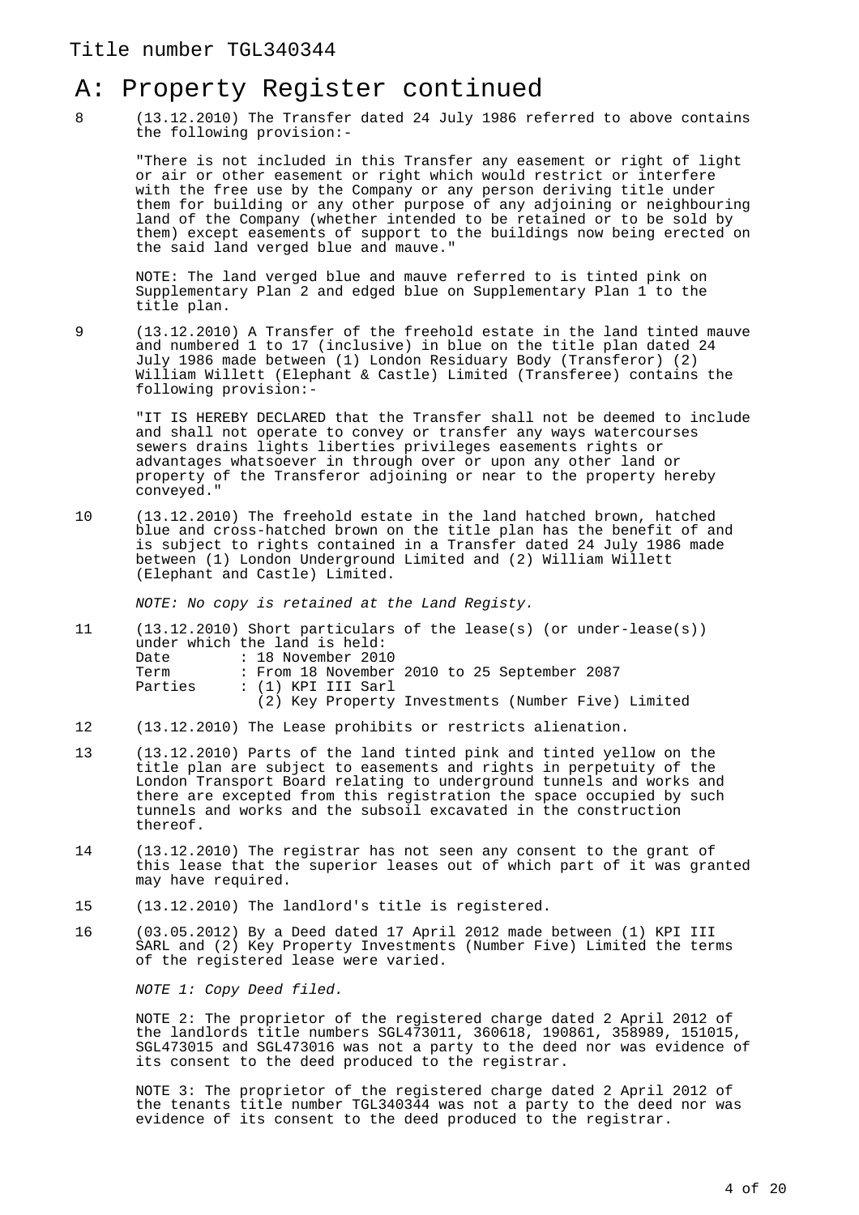Title number TGL340344

# A: Property Register continued

8 (13.12.2010) The Transfer dated 24 July 1986 referred to above contains the following provision:-

"There is not included in this Transfer any easement or right of light or air or other easement or right which would restrict or interfere with the free use by the Company or any person deriving title under them for building or any other purpose of any adjoining or neighbouring land of the Company (whether intended to be retained or to be sold by them) except easements of support to the buildings now being erected on the said land verged blue and mauve."

NOTE: The land verged blue and mauve referred to is tinted pink on Supplementary Plan 2 and edged blue on Supplementary Plan 1 to the title plan.

9 (13.12.2010) A Transfer of the freehold estate in the land tinted mauve and numbered 1 to 17 (inclusive) in blue on the title plan dated 24 July 1986 made between (1) London Residuary Body (Transferor) (2) William Willett (Elephant & Castle) Limited (Transferee) contains the following provision:-

"IT IS HEREBY DECLARED that the Transfer shall not be deemed to include and shall not operate to convey or transfer any ways watercourses sewers drains lights liberties privileges easements rights or advantages whatsoever in through over or upon any other land or property of the Transferor adjoining or near to the property hereby conveyed."

10 (13.12.2010) The freehold estate in the land hatched brown, hatched blue and cross-hatched brown on the title plan has the benefit of and is subject to rights contained in a Transfer dated 24 July 1986 made between (1) London Underground Limited and (2) William Willett (Elephant and Castle) Limited.

*NOTE: No copy is retained at the Land Registy.*

11 (13.12.2010) Short particulars of the lease(s) (or under-lease(s)) under which the land is held:
Date : 18 November 2010
Term : From 18 November 2010 to 25 September 2087
Parties : (1) KPI III Sarl
(2) Key Property Investments (Number Five) Limited

12 (13.12.2010) The Lease prohibits or restricts alienation.

13 (13.12.2010) Parts of the land tinted pink and tinted yellow on the title plan are subject to easements and rights in perpetuity of the London Transport Board relating to underground tunnels and works and there are excepted from this registration the space occupied by such tunnels and works and the subsoil excavated in the construction thereof.

14 (13.12.2010) The registrar has not seen any consent to the grant of this lease that the superior leases out of which part of it was granted may have required.

15 (13.12.2010) The landlord's title is registered.

16 (03.05.2012) By a Deed dated 17 April 2012 made between (1) KPI III SARL and (2) Key Property Investments (Number Five) Limited the terms of the registered lease were varied.

*NOTE 1: Copy Deed filed.*

NOTE 2: The proprietor of the registered charge dated 2 April 2012 of the landlords title numbers SGL473011, 360618, 190861, 358989, 151015, SGL473015 and SGL473016 was not a party to the deed nor was evidence of its consent to the deed produced to the registrar.

NOTE 3: The proprietor of the registered charge dated 2 April 2012 of the tenants title number TGL340344 was not a party to the deed nor was evidence of its consent to the deed produced to the registrar.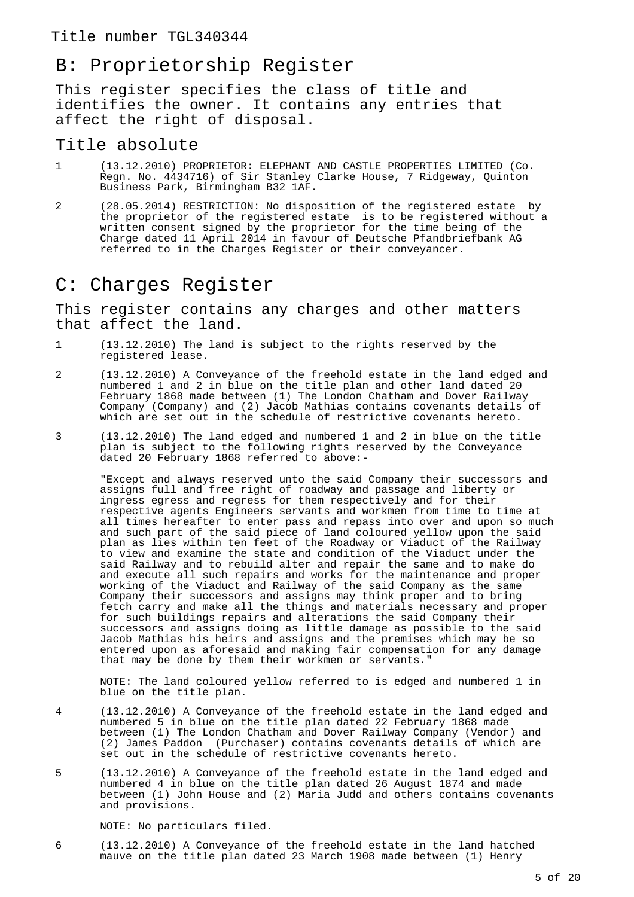Title number TGL340344

## B: Proprietorship Register

This register specifies the class of title and identifies the owner. It contains any entries that affect the right of disposal.

### Title absolute

1 (13.12.2010) PROPRIETOR: ELEPHANT AND CASTLE PROPERTIES LIMITED (Co. Regn. No. 4434716) of Sir Stanley Clarke House, 7 Ridgeway, Quinton Business Park, Birmingham B32 1AF.

2 (28.05.2014) RESTRICTION: No disposition of the registered estate by the proprietor of the registered estate is to be registered without a written consent signed by the proprietor for the time being of the Charge dated 11 April 2014 in favour of Deutsche Pfandbriefbank AG referred to in the Charges Register or their conveyancer.

## C: Charges Register

This register contains any charges and other matters that affect the land.

1 (13.12.2010) The land is subject to the rights reserved by the registered lease.

2 (13.12.2010) A Conveyance of the freehold estate in the land edged and numbered 1 and 2 in blue on the title plan and other land dated 20 February 1868 made between (1) The London Chatham and Dover Railway Company (Company) and (2) Jacob Mathias contains covenants details of which are set out in the schedule of restrictive covenants hereto.

3 (13.12.2010) The land edged and numbered 1 and 2 in blue on the title plan is subject to the following rights reserved by the Conveyance dated 20 February 1868 referred to above:-

"Except and always reserved unto the said Company their successors and assigns full and free right of roadway and passage and liberty or ingress egress and regress for them respectively and for their respective agents Engineers servants and workmen from time to time at all times hereafter to enter pass and repass into over and upon so much and such part of the said piece of land coloured yellow upon the said plan as lies within ten feet of the Roadway or Viaduct of the Railway to view and examine the state and condition of the Viaduct under the said Railway and to rebuild alter and repair the same and to make do and execute all such repairs and works for the maintenance and proper working of the Viaduct and Railway of the said Company as the same Company their successors and assigns may think proper and to bring fetch carry and make all the things and materials necessary and proper for such buildings repairs and alterations the said Company their successors and assigns doing as little damage as possible to the said Jacob Mathias his heirs and assigns and the premises which may be so entered upon as aforesaid and making fair compensation for any damage that may be done by them their workmen or servants."

NOTE: The land coloured yellow referred to is edged and numbered 1 in blue on the title plan.

4 (13.12.2010) A Conveyance of the freehold estate in the land edged and numbered 5 in blue on the title plan dated 22 February 1868 made between (1) The London Chatham and Dover Railway Company (Vendor) and (2) James Paddon (Purchaser) contains covenants details of which are set out in the schedule of restrictive covenants hereto.

5 (13.12.2010) A Conveyance of the freehold estate in the land edged and numbered 4 in blue on the title plan dated 26 August 1874 and made between (1) John House and (2) Maria Judd and others contains covenants and provisions.

NOTE: No particulars filed.

6 (13.12.2010) A Conveyance of the freehold estate in the land hatched mauve on the title plan dated 23 March 1908 made between (1) Henry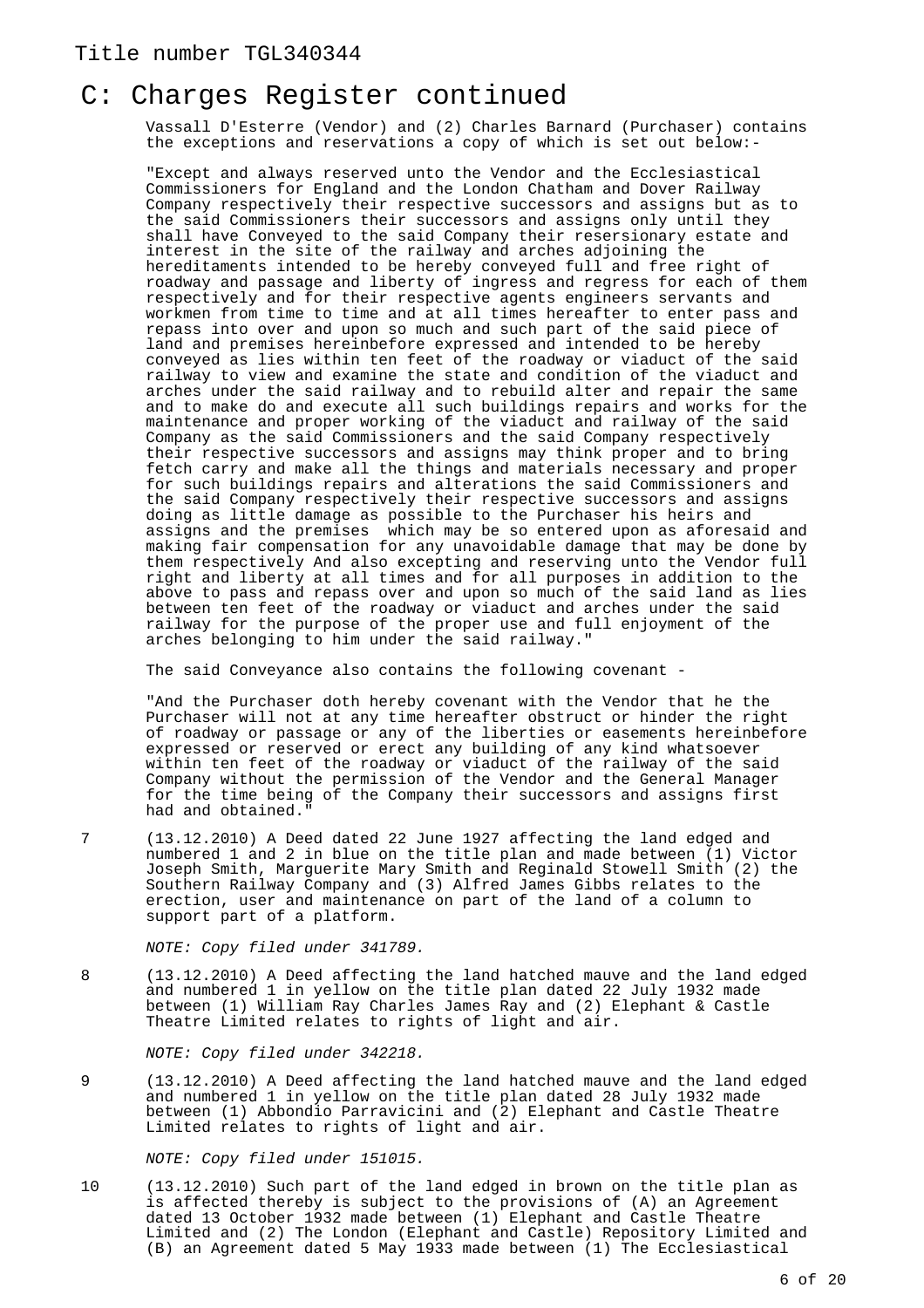Title number TGL340344

# C: Charges Register continued

Vassall D'Esterre (Vendor) and (2) Charles Barnard (Purchaser) contains the exceptions and reservations a copy of which is set out below:-

"Except and always reserved unto the Vendor and the Ecclesiastical Commissioners for England and the London Chatham and Dover Railway Company respectively their respective successors and assigns but as to the said Commissioners their successors and assigns only until they shall have Conveyed to the said Company their resersionary estate and interest in the site of the railway and arches adjoining the hereditaments intended to be hereby conveyed full and free right of roadway and passage and liberty of ingress and regress for each of them respectively and for their respective agents engineers servants and workmen from time to time and at all times hereafter to enter pass and repass into over and upon so much and such part of the said piece of land and premises hereinbefore expressed and intended to be hereby conveyed as lies within ten feet of the roadway or viaduct of the said railway to view and examine the state and condition of the viaduct and arches under the said railway and to rebuild alter and repair the same and to make do and execute all such buildings repairs and works for the maintenance and proper working of the viaduct and railway of the said Company as the said Commissioners and the said Company respectively their respective successors and assigns may think proper and to bring fetch carry and make all the things and materials necessary and proper for such buildings repairs and alterations the said Commissioners and the said Company respectively their respective successors and assigns doing as little damage as possible to the Purchaser his heirs and assigns and the premises which may be so entered upon as aforesaid and making fair compensation for any unavoidable damage that may be done by them respectively And also excepting and reserving unto the Vendor full right and liberty at all times and for all purposes in addition to the above to pass and repass over and upon so much of the said land as lies between ten feet of the roadway or viaduct and arches under the said railway for the purpose of the proper use and full enjoyment of the arches belonging to him under the said railway."

The said Conveyance also contains the following covenant -

"And the Purchaser doth hereby covenant with the Vendor that he the Purchaser will not at any time hereafter obstruct or hinder the right of roadway or passage or any of the liberties or easements hereinbefore expressed or reserved or erect any building of any kind whatsoever within ten feet of the roadway or viaduct of the railway of the said Company without the permission of the Vendor and the General Manager for the time being of the Company their successors and assigns first had and obtained."

7 (13.12.2010) A Deed dated 22 June 1927 affecting the land edged and numbered 1 and 2 in blue on the title plan and made between (1) Victor Joseph Smith, Marguerite Mary Smith and Reginald Stowell Smith (2) the Southern Railway Company and (3) Alfred James Gibbs relates to the erection, user and maintenance on part of the land of a column to support part of a platform.

*NOTE: Copy filed under 341789.*

8 (13.12.2010) A Deed affecting the land hatched mauve and the land edged and numbered 1 in yellow on the title plan dated 22 July 1932 made between (1) William Ray Charles James Ray and (2) Elephant & Castle Theatre Limited relates to rights of light and air.

*NOTE: Copy filed under 342218.*

9 (13.12.2010) A Deed affecting the land hatched mauve and the land edged and numbered 1 in yellow on the title plan dated 28 July 1932 made between (1) Abbondio Parravicini and (2) Elephant and Castle Theatre Limited relates to rights of light and air.

*NOTE: Copy filed under 151015.*

10 (13.12.2010) Such part of the land edged in brown on the title plan as is affected thereby is subject to the provisions of (A) an Agreement dated 13 October 1932 made between (1) Elephant and Castle Theatre Limited and (2) The London (Elephant and Castle) Repository Limited and (B) an Agreement dated 5 May 1933 made between (1) The Ecclesiastical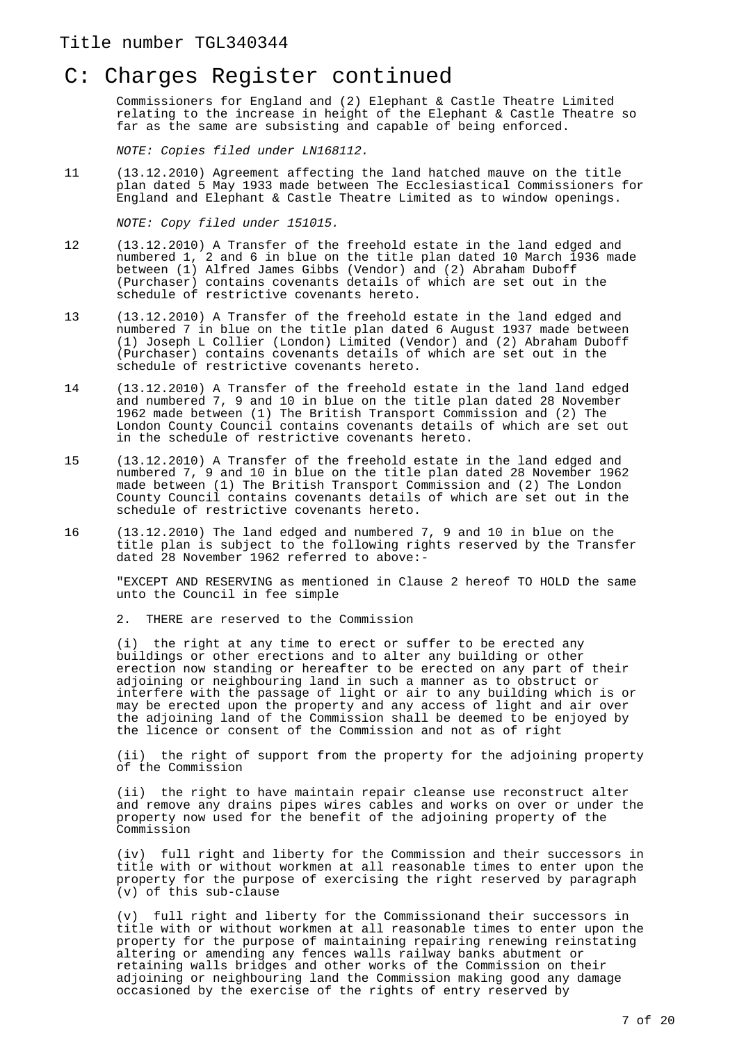## C: Charges Register continued

Commissioners for England and (2) Elephant & Castle Theatre Limited relating to the increase in height of the Elephant & Castle Theatre so far as the same are subsisting and capable of being enforced.

*NOTE: Copies filed under LN168112.*

11 (13.12.2010) Agreement affecting the land hatched mauve on the title plan dated 5 May 1933 made between The Ecclesiastical Commissioners for England and Elephant & Castle Theatre Limited as to window openings.

*NOTE: Copy filed under 151015.*

12 (13.12.2010) A Transfer of the freehold estate in the land edged and numbered 1, 2 and 6 in blue on the title plan dated 10 March 1936 made between (1) Alfred James Gibbs (Vendor) and (2) Abraham Duboff (Purchaser) contains covenants details of which are set out in the schedule of restrictive covenants hereto.

13 (13.12.2010) A Transfer of the freehold estate in the land edged and numbered 7 in blue on the title plan dated 6 August 1937 made between (1) Joseph L Collier (London) Limited (Vendor) and (2) Abraham Duboff (Purchaser) contains covenants details of which are set out in the schedule of restrictive covenants hereto.

14 (13.12.2010) A Transfer of the freehold estate in the land land edged and numbered 7, 9 and 10 in blue on the title plan dated 28 November 1962 made between (1) The British Transport Commission and (2) The London County Council contains covenants details of which are set out in the schedule of restrictive covenants hereto.

15 (13.12.2010) A Transfer of the freehold estate in the land edged and numbered 7, 9 and 10 in blue on the title plan dated 28 November 1962 made between (1) The British Transport Commission and (2) The London County Council contains covenants details of which are set out in the schedule of restrictive covenants hereto.

16 (13.12.2010) The land edged and numbered 7, 9 and 10 in blue on the title plan is subject to the following rights reserved by the Transfer dated 28 November 1962 referred to above:-

"EXCEPT AND RESERVING as mentioned in Clause 2 hereof TO HOLD the same unto the Council in fee simple

2. THERE are reserved to the Commission

(i) the right at any time to erect or suffer to be erected any buildings or other erections and to alter any building or other erection now standing or hereafter to be erected on any part of their adjoining or neighbouring land in such a manner as to obstruct or interfere with the passage of light or air to any building which is or may be erected upon the property and any access of light and air over the adjoining land of the Commission shall be deemed to be enjoyed by the licence or consent of the Commission and not as of right

(ii) the right of support from the property for the adjoining property of the Commission

(ii) the right to have maintain repair cleanse use reconstruct alter and remove any drains pipes wires cables and works on over or under the property now used for the benefit of the adjoining property of the Commission

(iv) full right and liberty for the Commission and their successors in title with or without workmen at all reasonable times to enter upon the property for the purpose of exercising the right reserved by paragraph (v) of this sub-clause

(v) full right and liberty for the Commissionand their successors in title with or without workmen at all reasonable times to enter upon the property for the purpose of maintaining repairing renewing reinstating altering or amending any fences walls railway banks abutment or retaining walls bridges and other works of the Commission on their adjoining or neighbouring land the Commission making good any damage occasioned by the exercise of the rights of entry reserved by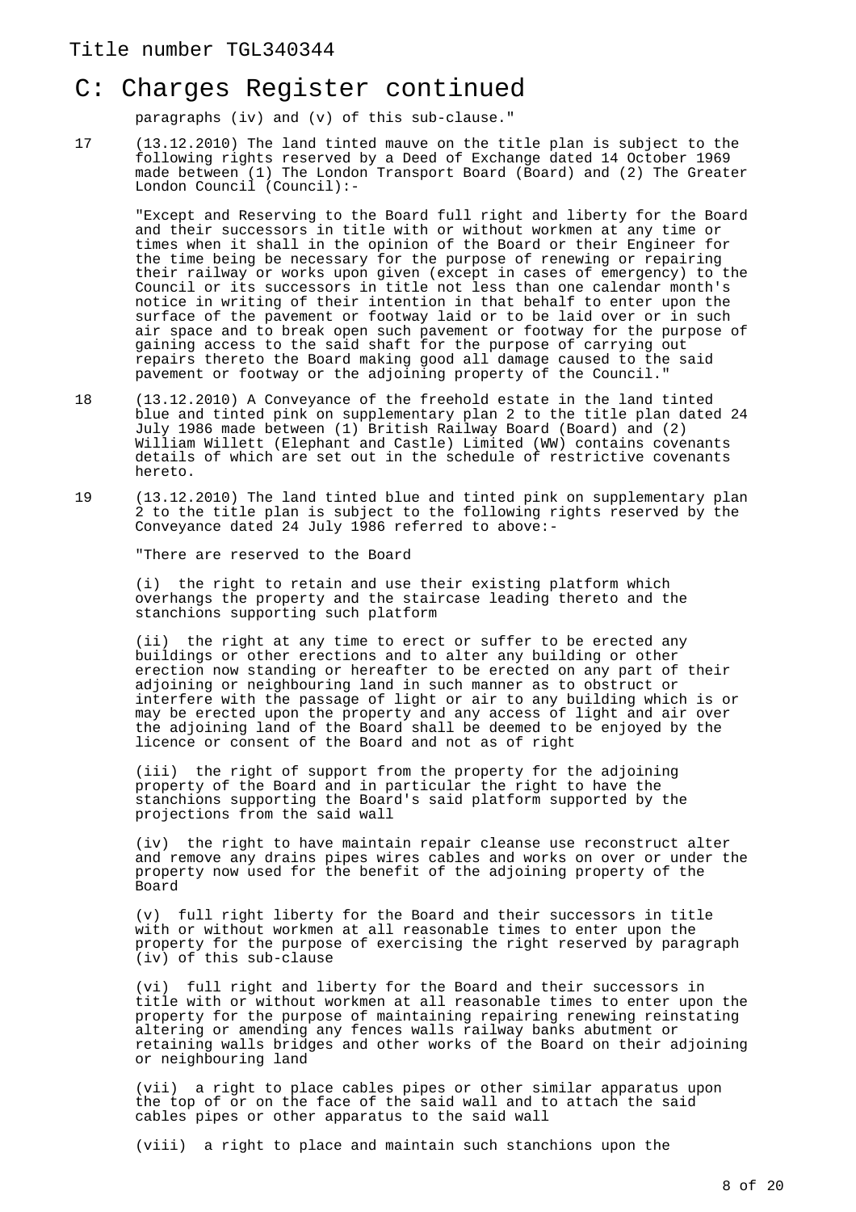Title number TGL340344

# C: Charges Register continued

paragraphs (iv) and (v) of this sub-clause."

17 (13.12.2010) The land tinted mauve on the title plan is subject to the following rights reserved by a Deed of Exchange dated 14 October 1969 made between (1) The London Transport Board (Board) and (2) The Greater London Council (Council):-

"Except and Reserving to the Board full right and liberty for the Board and their successors in title with or without workmen at any time or times when it shall in the opinion of the Board or their Engineer for the time being be necessary for the purpose of renewing or repairing their railway or works upon given (except in cases of emergency) to the Council or its successors in title not less than one calendar month's notice in writing of their intention in that behalf to enter upon the surface of the pavement or footway laid or to be laid over or in such air space and to break open such pavement or footway for the purpose of gaining access to the said shaft for the purpose of carrying out repairs thereto the Board making good all damage caused to the said pavement or footway or the adjoining property of the Council."

18 (13.12.2010) A Conveyance of the freehold estate in the land tinted blue and tinted pink on supplementary plan 2 to the title plan dated 24 July 1986 made between (1) British Railway Board (Board) and (2) William Willett (Elephant and Castle) Limited (WW) contains covenants details of which are set out in the schedule of restrictive covenants hereto.

19 (13.12.2010) The land tinted blue and tinted pink on supplementary plan 2 to the title plan is subject to the following rights reserved by the Conveyance dated 24 July 1986 referred to above:-

"There are reserved to the Board

(i) the right to retain and use their existing platform which overhangs the property and the staircase leading thereto and the stanchions supporting such platform

(ii) the right at any time to erect or suffer to be erected any buildings or other erections and to alter any building or other erection now standing or hereafter to be erected on any part of their adjoining or neighbouring land in such manner as to obstruct or interfere with the passage of light or air to any building which is or may be erected upon the property and any access of light and air over the adjoining land of the Board shall be deemed to be enjoyed by the licence or consent of the Board and not as of right

(iii) the right of support from the property for the adjoining property of the Board and in particular the right to have the stanchions supporting the Board's said platform supported by the projections from the said wall

(iv) the right to have maintain repair cleanse use reconstruct alter and remove any drains pipes wires cables and works on over or under the property now used for the benefit of the adjoining property of the Board

(v) full right liberty for the Board and their successors in title with or without workmen at all reasonable times to enter upon the property for the purpose of exercising the right reserved by paragraph (iv) of this sub-clause

(vi) full right and liberty for the Board and their successors in title with or without workmen at all reasonable times to enter upon the property for the purpose of maintaining repairing renewing reinstating altering or amending any fences walls railway banks abutment or retaining walls bridges and other works of the Board on their adjoining or neighbouring land

(vii) a right to place cables pipes or other similar apparatus upon the top of or on the face of the said wall and to attach the said cables pipes or other apparatus to the said wall

(viii) a right to place and maintain such stanchions upon the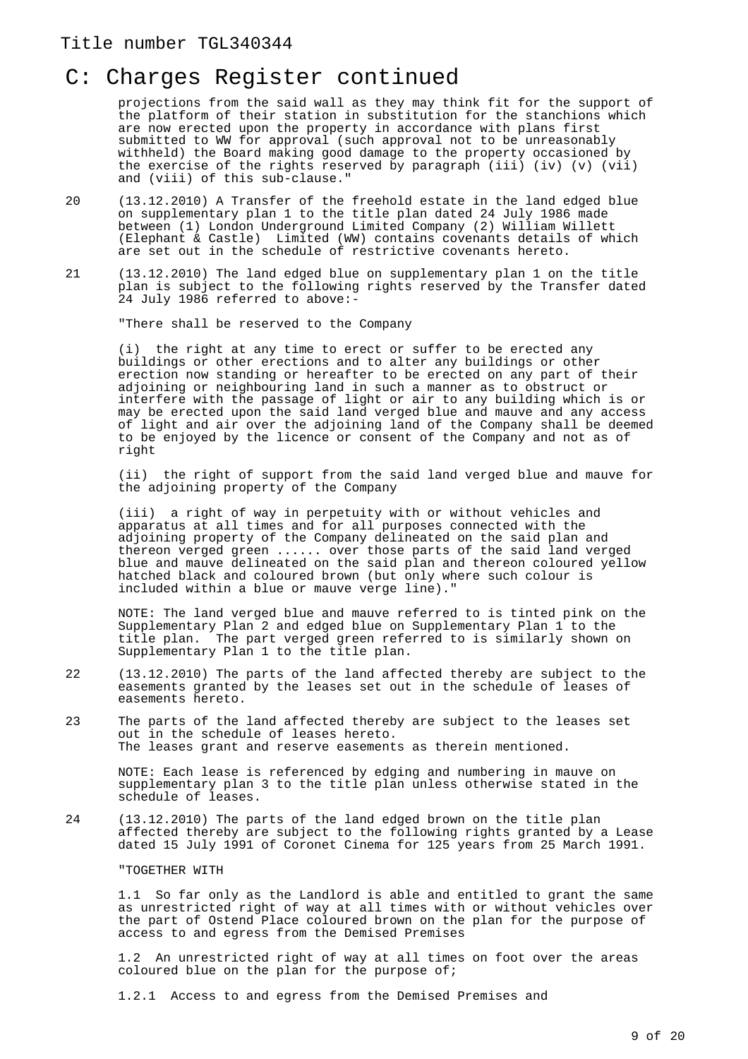# C: Charges Register continued

projections from the said wall as they may think fit for the support of the platform of their station in substitution for the stanchions which are now erected upon the property in accordance with plans first submitted to WW for approval (such approval not to be unreasonably withheld) the Board making good damage to the property occasioned by the exercise of the rights reserved by paragraph (iii) (iv) (v) (vii) and (viii) of this sub-clause."

20 (13.12.2010) A Transfer of the freehold estate in the land edged blue on supplementary plan 1 to the title plan dated 24 July 1986 made between (1) London Underground Limited Company (2) William Willett (Elephant & Castle) Limited (WW) contains covenants details of which are set out in the schedule of restrictive covenants hereto.

21 (13.12.2010) The land edged blue on supplementary plan 1 on the title plan is subject to the following rights reserved by the Transfer dated 24 July 1986 referred to above:-

"There shall be reserved to the Company

(i) the right at any time to erect or suffer to be erected any buildings or other erections and to alter any buildings or other erection now standing or hereafter to be erected on any part of their adjoining or neighbouring land in such a manner as to obstruct or interfere with the passage of light or air to any building which is or may be erected upon the said land verged blue and mauve and any access of light and air over the adjoining land of the Company shall be deemed to be enjoyed by the licence or consent of the Company and not as of right

(ii) the right of support from the said land verged blue and mauve for the adjoining property of the Company

(iii) a right of way in perpetuity with or without vehicles and apparatus at all times and for all purposes connected with the adjoining property of the Company delineated on the said plan and thereon verged green ...... over those parts of the said land verged blue and mauve delineated on the said plan and thereon coloured yellow hatched black and coloured brown (but only where such colour is included within a blue or mauve verge line)."

NOTE: The land verged blue and mauve referred to is tinted pink on the Supplementary Plan 2 and edged blue on Supplementary Plan 1 to the title plan. The part verged green referred to is similarly shown on Supplementary Plan 1 to the title plan.

22 (13.12.2010) The parts of the land affected thereby are subject to the easements granted by the leases set out in the schedule of leases of easements hereto.

23 The parts of the land affected thereby are subject to the leases set out in the schedule of leases hereto.
The leases grant and reserve easements as therein mentioned.

NOTE: Each lease is referenced by edging and numbering in mauve on supplementary plan 3 to the title plan unless otherwise stated in the schedule of leases.

24 (13.12.2010) The parts of the land edged brown on the title plan affected thereby are subject to the following rights granted by a Lease dated 15 July 1991 of Coronet Cinema for 125 years from 25 March 1991.

"TOGETHER WITH

1.1 So far only as the Landlord is able and entitled to grant the same as unrestricted right of way at all times with or without vehicles over the part of Ostend Place coloured brown on the plan for the purpose of access to and egress from the Demised Premises

1.2 An unrestricted right of way at all times on foot over the areas coloured blue on the plan for the purpose of;

1.2.1 Access to and egress from the Demised Premises and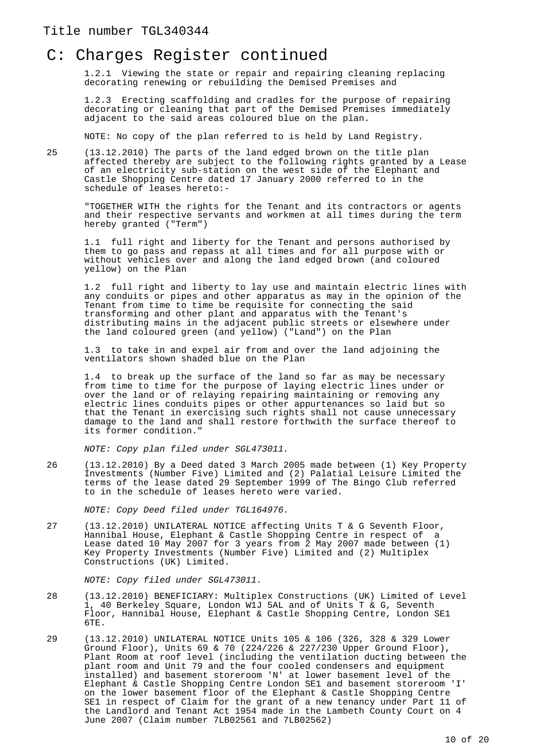Title number TGL340344

# C: Charges Register continued

1.2.1 Viewing the state or repair and repairing cleaning replacing decorating renewing or rebuilding the Demised Premises and

1.2.3 Erecting scaffolding and cradles for the purpose of repairing decorating or cleaning that part of the Demised Premises immediately adjacent to the said areas coloured blue on the plan.

NOTE: No copy of the plan referred to is held by Land Registry.

25 (13.12.2010) The parts of the land edged brown on the title plan affected thereby are subject to the following rights granted by a Lease of an electricity sub-station on the west side of the Elephant and Castle Shopping Centre dated 17 January 2000 referred to in the schedule of leases hereto:-

"TOGETHER WITH the rights for the Tenant and its contractors or agents and their respective servants and workmen at all times during the term hereby granted ("Term")

1.1 full right and liberty for the Tenant and persons authorised by them to go pass and repass at all times and for all purpose with or without vehicles over and along the land edged brown (and coloured yellow) on the Plan

1.2 full right and liberty to lay use and maintain electric lines with any conduits or pipes and other apparatus as may in the opinion of the Tenant from time to time be requisite for connecting the said transforming and other plant and apparatus with the Tenant's distributing mains in the adjacent public streets or elsewhere under the land coloured green (and yellow) ("Land") on the Plan

1.3 to take in and expel air from and over the land adjoining the ventilators shown shaded blue on the Plan

1.4 to break up the surface of the land so far as may be necessary from time to time for the purpose of laying electric lines under or over the land or of relaying repairing maintaining or removing any electric lines conduits pipes or other appurtenances so laid but so that the Tenant in exercising such rights shall not cause unnecessary damage to the land and shall restore forthwith the surface thereof to its former condition."

*NOTE: Copy plan filed under SGL473011.*

26 (13.12.2010) By a Deed dated 3 March 2005 made between (1) Key Property Investments (Number Five) Limited and (2) Palatial Leisure Limited the terms of the lease dated 29 September 1999 of The Bingo Club referred to in the schedule of leases hereto were varied.

*NOTE: Copy Deed filed under TGL164976.*

27 (13.12.2010) UNILATERAL NOTICE affecting Units T & G Seventh Floor, Hannibal House, Elephant & Castle Shopping Centre in respect of a Lease dated 10 May 2007 for 3 years from 2 May 2007 made between (1) Key Property Investments (Number Five) Limited and (2) Multiplex Constructions (UK) Limited.

*NOTE: Copy filed under SGL473011.*

28 (13.12.2010) BENEFICIARY: Multiplex Constructions (UK) Limited of Level 1, 40 Berkeley Square, London W1J 5AL and of Units T & G, Seventh Floor, Hannibal House, Elephant & Castle Shopping Centre, London SE1 6TE.

29 (13.12.2010) UNILATERAL NOTICE Units 105 & 106 (326, 328 & 329 Lower Ground Floor), Units 69 & 70 (224/226 & 227/230 Upper Ground Floor), Plant Room at roof level (including the ventilation ducting between the plant room and Unit 79 and the four cooled condensers and equipment installed) and basement storeroom 'N' at lower basement level of the Elephant & Castle Shopping Centre London SE1 and basement storeroom 'I' on the lower basement floor of the Elephant & Castle Shopping Centre SE1 in respect of Claim for the grant of a new tenancy under Part 11 of the Landlord and Tenant Act 1954 made in the Lambeth County Court on 4 June 2007 (Claim number 7LB02561 and 7LB02562)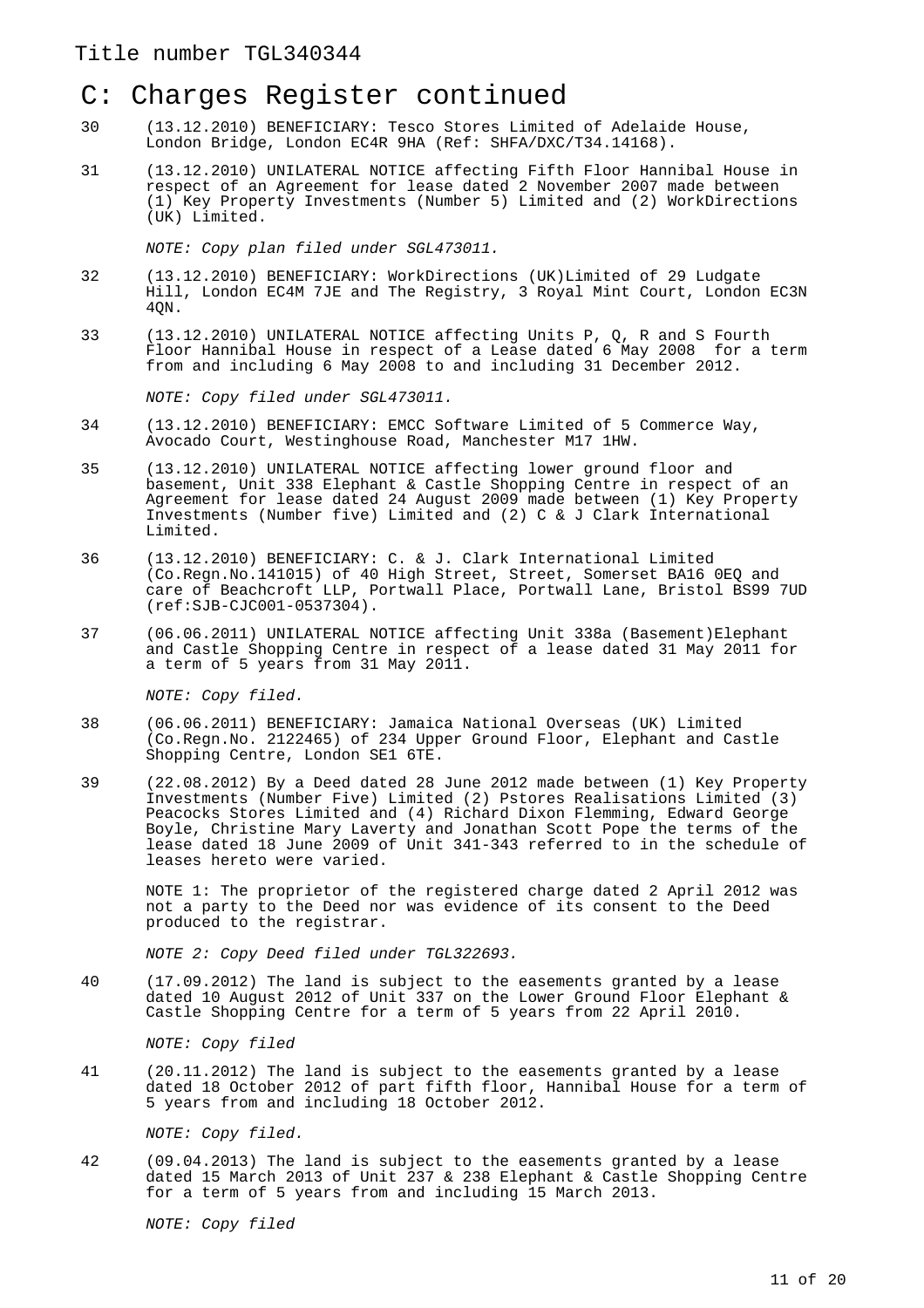Title number TGL340344

# C: Charges Register continued

30 (13.12.2010) BENEFICIARY: Tesco Stores Limited of Adelaide House, London Bridge, London EC4R 9HA (Ref: SHFA/DXC/T34.14168).

31 (13.12.2010) UNILATERAL NOTICE affecting Fifth Floor Hannibal House in respect of an Agreement for lease dated 2 November 2007 made between (1) Key Property Investments (Number 5) Limited and (2) WorkDirections (UK) Limited.

*NOTE: Copy plan filed under SGL473011.*

32 (13.12.2010) BENEFICIARY: WorkDirections (UK)Limited of 29 Ludgate Hill, London EC4M 7JE and The Registry, 3 Royal Mint Court, London EC3N 4QN.

33 (13.12.2010) UNILATERAL NOTICE affecting Units P, Q, R and S Fourth Floor Hannibal House in respect of a Lease dated 6 May 2008 for a term from and including 6 May 2008 to and including 31 December 2012.

*NOTE: Copy filed under SGL473011.*

34 (13.12.2010) BENEFICIARY: EMCC Software Limited of 5 Commerce Way, Avocado Court, Westinghouse Road, Manchester M17 1HW.

35 (13.12.2010) UNILATERAL NOTICE affecting lower ground floor and basement, Unit 338 Elephant & Castle Shopping Centre in respect of an Agreement for lease dated 24 August 2009 made between (1) Key Property Investments (Number five) Limited and (2) C & J Clark International Limited.

36 (13.12.2010) BENEFICIARY: C. & J. Clark International Limited (Co.Regn.No.141015) of 40 High Street, Street, Somerset BA16 0EQ and care of Beachcroft LLP, Portwall Place, Portwall Lane, Bristol BS99 7UD (ref:SJB-CJC001-0537304).

37 (06.06.2011) UNILATERAL NOTICE affecting Unit 338a (Basement)Elephant and Castle Shopping Centre in respect of a lease dated 31 May 2011 for a term of 5 years from 31 May 2011.

*NOTE: Copy filed.*

38 (06.06.2011) BENEFICIARY: Jamaica National Overseas (UK) Limited (Co.Regn.No. 2122465) of 234 Upper Ground Floor, Elephant and Castle Shopping Centre, London SE1 6TE.

39 (22.08.2012) By a Deed dated 28 June 2012 made between (1) Key Property Investments (Number Five) Limited (2) Pstores Realisations Limited (3) Peacocks Stores Limited and (4) Richard Dixon Flemming, Edward George Boyle, Christine Mary Laverty and Jonathan Scott Pope the terms of the lease dated 18 June 2009 of Unit 341-343 referred to in the schedule of leases hereto were varied.

NOTE 1: The proprietor of the registered charge dated 2 April 2012 was not a party to the Deed nor was evidence of its consent to the Deed produced to the registrar.

*NOTE 2: Copy Deed filed under TGL322693.*

40 (17.09.2012) The land is subject to the easements granted by a lease dated 10 August 2012 of Unit 337 on the Lower Ground Floor Elephant & Castle Shopping Centre for a term of 5 years from 22 April 2010.

*NOTE: Copy filed*

41 (20.11.2012) The land is subject to the easements granted by a lease dated 18 October 2012 of part fifth floor, Hannibal House for a term of 5 years from and including 18 October 2012.

*NOTE: Copy filed.*

42 (09.04.2013) The land is subject to the easements granted by a lease dated 15 March 2013 of Unit 237 & 238 Elephant & Castle Shopping Centre for a term of 5 years from and including 15 March 2013.

*NOTE: Copy filed*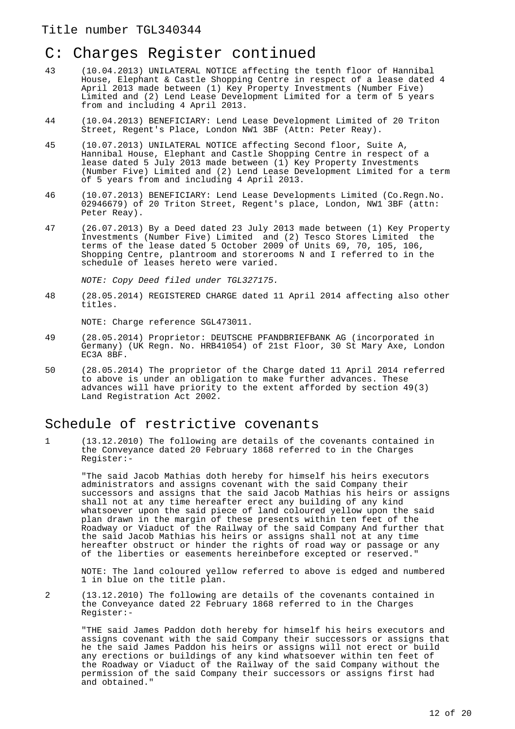## C: Charges Register continued

43 (10.04.2013) UNILATERAL NOTICE affecting the tenth floor of Hannibal House, Elephant & Castle Shopping Centre in respect of a lease dated 4 April 2013 made between (1) Key Property Investments (Number Five) Limited and (2) Lend Lease Development Limited for a term of 5 years from and including 4 April 2013.

44 (10.04.2013) BENEFICIARY: Lend Lease Development Limited of 20 Triton Street, Regent's Place, London NW1 3BF (Attn: Peter Reay).

45 (10.07.2013) UNILATERAL NOTICE affecting Second floor, Suite A, Hannibal House, Elephant and Castle Shopping Centre in respect of a lease dated 5 July 2013 made between (1) Key Property Investments (Number Five) Limited and (2) Lend Lease Development Limited for a term of 5 years from and including 4 April 2013.

46 (10.07.2013) BENEFICIARY: Lend Lease Developments Limited (Co.Regn.No. 02946679) of 20 Triton Street, Regent's place, London, NW1 3BF (attn: Peter Reay).

47 (26.07.2013) By a Deed dated 23 July 2013 made between (1) Key Property Investments (Number Five) Limited and (2) Tesco Stores Limited the terms of the lease dated 5 October 2009 of Units 69, 70, 105, 106, Shopping Centre, plantroom and storerooms N and I referred to in the schedule of leases hereto were varied.

*NOTE: Copy Deed filed under TGL327175.*

48 (28.05.2014) REGISTERED CHARGE dated 11 April 2014 affecting also other titles.

NOTE: Charge reference SGL473011.

49 (28.05.2014) Proprietor: DEUTSCHE PFANDBRIEFBANK AG (incorporated in Germany) (UK Regn. No. HRB41054) of 21st Floor, 30 St Mary Axe, London EC3A 8BF.

50 (28.05.2014) The proprietor of the Charge dated 11 April 2014 referred to above is under an obligation to make further advances. These advances will have priority to the extent afforded by section 49(3) Land Registration Act 2002.

## Schedule of restrictive covenants

1 (13.12.2010) The following are details of the covenants contained in the Conveyance dated 20 February 1868 referred to in the Charges Register:-

"The said Jacob Mathias doth hereby for himself his heirs executors administrators and assigns covenant with the said Company their successors and assigns that the said Jacob Mathias his heirs or assigns shall not at any time hereafter erect any building of any kind whatsoever upon the said piece of land coloured yellow upon the said plan drawn in the margin of these presents within ten feet of the Roadway or Viaduct of the Railway of the said Company And further that the said Jacob Mathias his heirs or assigns shall not at any time hereafter obstruct or hinder the rights of road way or passage or any of the liberties or easements hereinbefore excepted or reserved."

NOTE: The land coloured yellow referred to above is edged and numbered 1 in blue on the title plan.

2 (13.12.2010) The following are details of the covenants contained in the Conveyance dated 22 February 1868 referred to in the Charges Register:-

"THE said James Paddon doth hereby for himself his heirs executors and assigns covenant with the said Company their successors or assigns that he the said James Paddon his heirs or assigns will not erect or build any erections or buildings of any kind whatsoever within ten feet of the Roadway or Viaduct of the Railway of the said Company without the permission of the said Company their successors or assigns first had and obtained."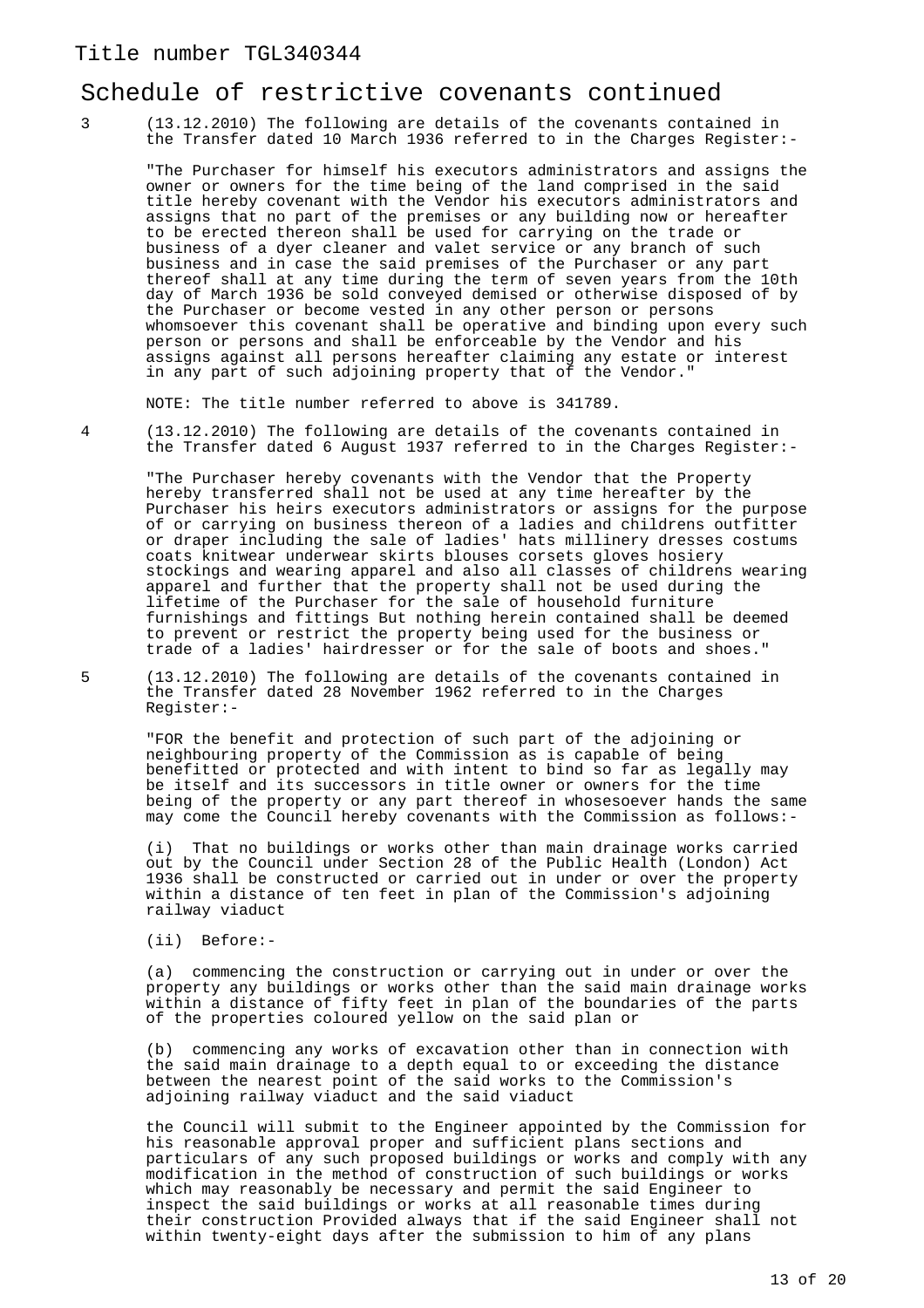Title number TGL340344

## Schedule of restrictive covenants continued

3 (13.12.2010) The following are details of the covenants contained in the Transfer dated 10 March 1936 referred to in the Charges Register:-

"The Purchaser for himself his executors administrators and assigns the owner or owners for the time being of the land comprised in the said title hereby covenant with the Vendor his executors administrators and assigns that no part of the premises or any building now or hereafter to be erected thereon shall be used for carrying on the trade or business of a dyer cleaner and valet service or any branch of such business and in case the said premises of the Purchaser or any part thereof shall at any time during the term of seven years from the 10th day of March 1936 be sold conveyed demised or otherwise disposed of by the Purchaser or become vested in any other person or persons whomsoever this covenant shall be operative and binding upon every such person or persons and shall be enforceable by the Vendor and his assigns against all persons hereafter claiming any estate or interest in any part of such adjoining property that of the Vendor."

NOTE: The title number referred to above is 341789.

4 (13.12.2010) The following are details of the covenants contained in the Transfer dated 6 August 1937 referred to in the Charges Register:-

"The Purchaser hereby covenants with the Vendor that the Property hereby transferred shall not be used at any time hereafter by the Purchaser his heirs executors administrators or assigns for the purpose of or carrying on business thereon of a ladies and childrens outfitter or draper including the sale of ladies' hats millinery dresses costums coats knitwear underwear skirts blouses corsets gloves hosiery stockings and wearing apparel and also all classes of childrens wearing apparel and further that the property shall not be used during the lifetime of the Purchaser for the sale of household furniture furnishings and fittings But nothing herein contained shall be deemed to prevent or restrict the property being used for the business or trade of a ladies' hairdresser or for the sale of boots and shoes."

5 (13.12.2010) The following are details of the covenants contained in the Transfer dated 28 November 1962 referred to in the Charges Register:-

"FOR the benefit and protection of such part of the adjoining or neighbouring property of the Commission as is capable of being benefitted or protected and with intent to bind so far as legally may be itself and its successors in title owner or owners for the time being of the property or any part thereof in whosesoever hands the same may come the Council hereby covenants with the Commission as follows:-

(i) That no buildings or works other than main drainage works carried out by the Council under Section 28 of the Public Health (London) Act 1936 shall be constructed or carried out in under or over the property within a distance of ten feet in plan of the Commission's adjoining railway viaduct

(ii) Before:-

(a) commencing the construction or carrying out in under or over the property any buildings or works other than the said main drainage works within a distance of fifty feet in plan of the boundaries of the parts of the properties coloured yellow on the said plan or

(b) commencing any works of excavation other than in connection with the said main drainage to a depth equal to or exceeding the distance between the nearest point of the said works to the Commission's adjoining railway viaduct and the said viaduct

the Council will submit to the Engineer appointed by the Commission for his reasonable approval proper and sufficient plans sections and particulars of any such proposed buildings or works and comply with any modification in the method of construction of such buildings or works which may reasonably be necessary and permit the said Engineer to inspect the said buildings or works at all reasonable times during their construction Provided always that if the said Engineer shall not within twenty-eight days after the submission to him of any plans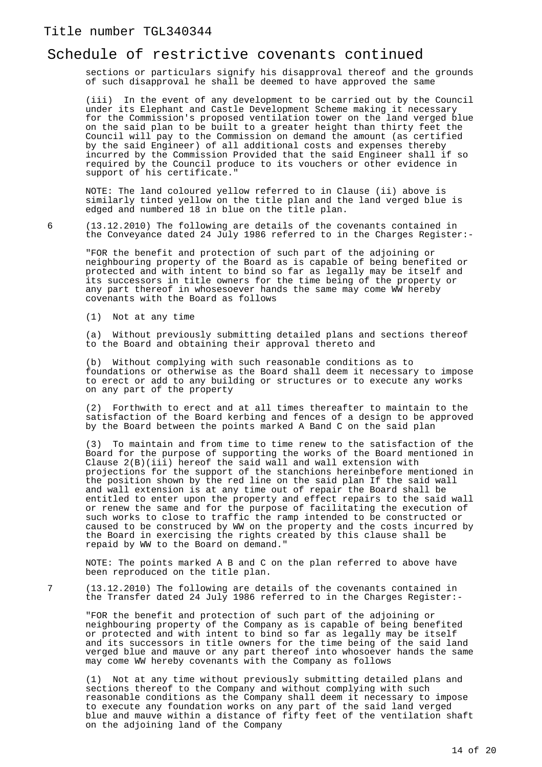## Schedule of restrictive covenants continued

sections or particulars signify his disapproval thereof and the grounds of such disapproval he shall be deemed to have approved the same

(iii) In the event of any development to be carried out by the Council under its Elephant and Castle Development Scheme making it necessary for the Commission's proposed ventilation tower on the land verged blue on the said plan to be built to a greater height than thirty feet the Council will pay to the Commission on demand the amount (as certified by the said Engineer) of all additional costs and expenses thereby incurred by the Commission Provided that the said Engineer shall if so required by the Council produce to its vouchers or other evidence in support of his certificate."

NOTE: The land coloured yellow referred to in Clause (ii) above is similarly tinted yellow on the title plan and the land verged blue is edged and numbered 18 in blue on the title plan.

6 (13.12.2010) The following are details of the covenants contained in the Conveyance dated 24 July 1986 referred to in the Charges Register:-

"FOR the benefit and protection of such part of the adjoining or neighbouring property of the Board as is capable of being benefited or protected and with intent to bind so far as legally may be itself and its successors in title owners for the time being of the property or any part thereof in whosesoever hands the same may come WW hereby covenants with the Board as follows

(1) Not at any time

(a) Without previously submitting detailed plans and sections thereof to the Board and obtaining their approval thereto and

(b) Without complying with such reasonable conditions as to foundations or otherwise as the Board shall deem it necessary to impose to erect or add to any building or structures or to execute any works on any part of the property

(2) Forthwith to erect and at all times thereafter to maintain to the satisfaction of the Board kerbing and fences of a design to be approved by the Board between the points marked A Band C on the said plan

(3) To maintain and from time to time renew to the satisfaction of the Board for the purpose of supporting the works of the Board mentioned in Clause 2(B)(iii) hereof the said wall and wall extension with projections for the support of the stanchions hereinbefore mentioned in the position shown by the red line on the said plan If the said wall and wall extension is at any time out of repair the Board shall be entitled to enter upon the property and effect repairs to the said wall or renew the same and for the purpose of facilitating the execution of such works to close to traffic the ramp intended to be constructed or caused to be construced by WW on the property and the costs incurred by the Board in exercising the rights created by this clause shall be repaid by WW to the Board on demand."

NOTE: The points marked A B and C on the plan referred to above have been reproduced on the title plan.

7 (13.12.2010) The following are details of the covenants contained in the Transfer dated 24 July 1986 referred to in the Charges Register:-

"FOR the benefit and protection of such part of the adjoining or neighbouring property of the Company as is capable of being benefited or protected and with intent to bind so far as legally may be itself and its successors in title owners for the time being of the said land verged blue and mauve or any part thereof into whosoever hands the same may come WW hereby covenants with the Company as follows

(1) Not at any time without previously submitting detailed plans and sections thereof to the Company and without complying with such reasonable conditions as the Company shall deem it necessary to impose to execute any foundation works on any part of the said land verged blue and mauve within a distance of fifty feet of the ventilation shaft on the adjoining land of the Company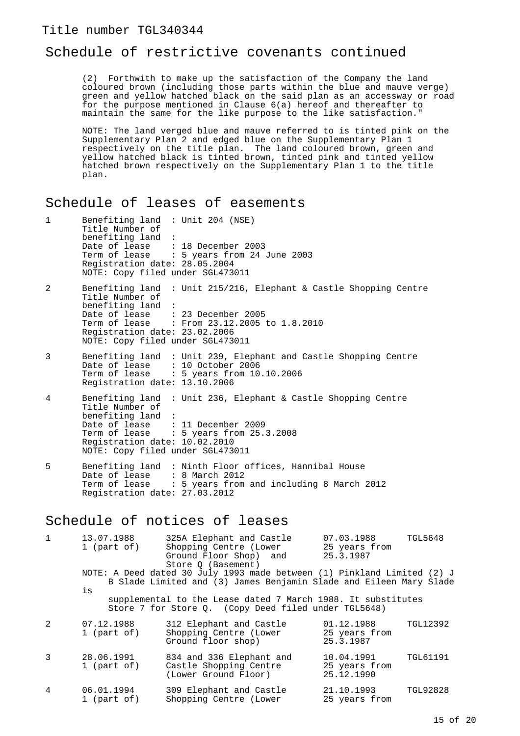## Schedule of restrictive covenants continued

(2) Forthwith to make up the satisfaction of the Company the land coloured brown (including those parts within the blue and mauve verge) green and yellow hatched black on the said plan as an accessway or road for the purpose mentioned in Clause 6(a) hereof and thereafter to maintain the same for the like purpose to the like satisfaction."

NOTE: The land verged blue and mauve referred to is tinted pink on the Supplementary Plan 2 and edged blue on the Supplementary Plan 1 respectively on the title plan. The land coloured brown, green and yellow hatched black is tinted brown, tinted pink and tinted yellow hatched brown respectively on the Supplementary Plan 1 to the title plan.

## Schedule of leases of easements

1 Benefiting land : Unit 204 (NSE)
Title Number of benefiting land :
Date of lease : 18 December 2003
Term of lease : 5 years from 24 June 2003
Registration date: 28.05.2004
NOTE: Copy filed under SGL473011

2 Benefiting land : Unit 215/216, Elephant & Castle Shopping Centre
Title Number of benefiting land :
Date of lease : 23 December 2005
Term of lease : From 23.12.2005 to 1.8.2010
Registration date: 23.02.2006
NOTE: Copy filed under SGL473011

3 Benefiting land : Unit 239, Elephant and Castle Shopping Centre
Date of lease : 10 October 2006
Term of lease : 5 years from 10.10.2006
Registration date: 13.10.2006

4 Benefiting land : Unit 236, Elephant & Castle Shopping Centre
Title Number of benefiting land :
Date of lease : 11 December 2009
Term of lease : 5 years from 25.3.2008
Registration date: 10.02.2010
NOTE: Copy filed under SGL473011

5 Benefiting land : Ninth Floor offices, Hannibal House
Date of lease : 8 March 2012
Term of lease : 5 years from and including 8 March 2012
Registration date: 27.03.2012

## Schedule of notices of leases

1 13.07.1988 1 (part of) — 325A Elephant and Castle Shopping Centre (Lower Ground Floor Shop) and Store Q (Basement) — 07.03.1988 25 years from 25.3.1987 — TGL5648

NOTE: A Deed dated 30 July 1993 made between (1) Pinkland Limited (2) J B Slade Limited and (3) James Benjamin Slade and Eileen Mary Slade is supplemental to the Lease dated 7 March 1988. It substitutes Store 7 for Store Q. (Copy Deed filed under TGL5648)

2 07.12.1988 1 (part of) — 312 Elephant and Castle Shopping Centre (Lower Ground floor shop) — 01.12.1988 25 years from 25.3.1987 — TGL12392

3 28.06.1991 1 (part of) — 834 and 336 Elephant and Castle Shopping Centre (Lower Ground Floor) — 10.04.1991 25 years from 25.12.1990 — TGL61191

4 06.01.1994 1 (part of) — 309 Elephant and Castle Shopping Centre (Lower — 21.10.1993 25 years from — TGL92828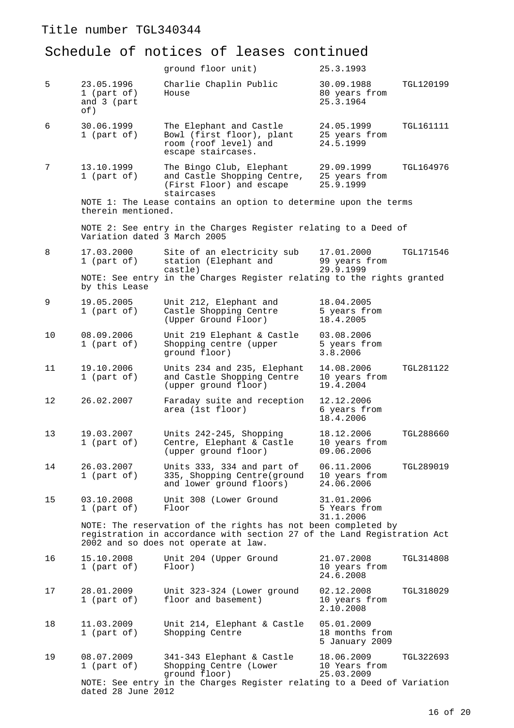Title number TGL340344

# Schedule of notices of leases continued

| | | | | |
|---|---|---|---|---|
| | | ground floor unit) | 25.3.1993 | |
| 5 | 23.05.1996<br>1 (part of)<br>and 3 (part of) | Charlie Chaplin Public House | 30.09.1988<br>80 years from<br>25.3.1964 | TGL120199 |
| 6 | 30.06.1999<br>1 (part of) | The Elephant and Castle Bowl (first floor), plant room (roof level) and escape staircases. | 24.05.1999<br>25 years from<br>24.5.1999 | TGL161111 |
| 7 | 13.10.1999<br>1 (part of) | The Bingo Club, Elephant and Castle Shopping Centre, (First Floor) and escape staircases | 29.09.1999<br>25 years from<br>25.9.1999 | TGL164976 |
| | NOTE 1: The Lease contains an option to determine upon the terms therein mentioned.<br><br>NOTE 2: See entry in the Charges Register relating to a Deed of Variation dated 3 March 2005 | | | |
| 8 | 17.03.2000<br>1 (part of) | Site of an electricity sub station (Elephant and castle) | 17.01.2000<br>99 years from<br>29.9.1999 | TGL171546 |
| | NOTE: See entry in the Charges Register relating to the rights granted by this Lease | | | |
| 9 | 19.05.2005<br>1 (part of) | Unit 212, Elephant and Castle Shopping Centre (Upper Ground Floor) | 18.04.2005<br>5 years from<br>18.4.2005 | |
| 10 | 08.09.2006<br>1 (part of) | Unit 219 Elephant & Castle Shopping centre (upper ground floor) | 03.08.2006<br>5 years from<br>3.8.2006 | |
| 11 | 19.10.2006<br>1 (part of) | Units 234 and 235, Elephant and Castle Shopping Centre (upper ground floor) | 14.08.2006<br>10 years from<br>19.4.2004 | TGL281122 |
| 12 | 26.02.2007 | Faraday suite and reception area (1st floor) | 12.12.2006<br>6 years from<br>18.4.2006 | |
| 13 | 19.03.2007<br>1 (part of) | Units 242-245, Shopping Centre, Elephant & Castle (upper ground floor) | 18.12.2006<br>10 years from<br>09.06.2006 | TGL288660 |
| 14 | 26.03.2007<br>1 (part of) | Units 333, 334 and part of 335, Shopping Centre(ground and lower ground floors) | 06.11.2006<br>10 years from<br>24.06.2006 | TGL289019 |
| 15 | 03.10.2008<br>1 (part of) | Unit 308 (Lower Ground Floor | 31.01.2006<br>5 Years from<br>31.1.2006 | |
| | NOTE: The reservation of the rights has not been completed by registration in accordance with section 27 of the Land Registration Act 2002 and so does not operate at law. | | | |
| 16 | 15.10.2008<br>1 (part of) | Unit 204 (Upper Ground Floor) | 21.07.2008<br>10 years from<br>24.6.2008 | TGL314808 |
| 17 | 28.01.2009<br>1 (part of) | Unit 323-324 (Lower ground floor and basement) | 02.12.2008<br>10 years from<br>2.10.2008 | TGL318029 |
| 18 | 11.03.2009<br>1 (part of) | Unit 214, Elephant & Castle Shopping Centre | 05.01.2009<br>18 months from<br>5 January 2009 | |
| 19 | 08.07.2009<br>1 (part of) | 341-343 Elephant & Castle Shopping Centre (Lower ground floor) | 18.06.2009<br>10 Years from<br>25.03.2009 | TGL322693 |
| | NOTE: See entry in the Charges Register relating to a Deed of Variation dated 28 June 2012 | | | |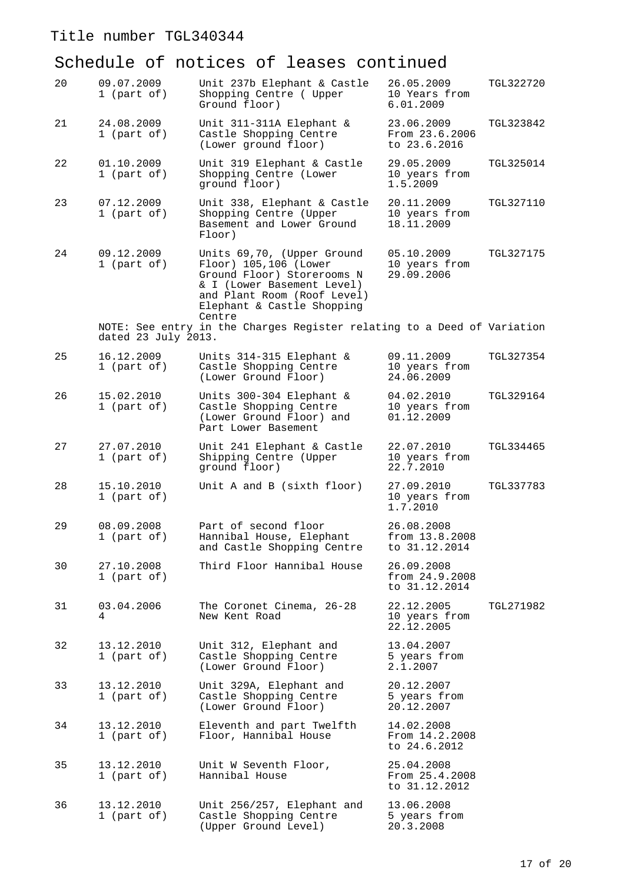Title number TGL340344

## Schedule of notices of leases continued

| | | | | |
|---|---|---|---|---|
| 20 | 09.07.2009 1 (part of) | Unit 237b Elephant & Castle Shopping Centre ( Upper Ground floor) | 26.05.2009 10 Years from 6.01.2009 | TGL322720 |
| 21 | 24.08.2009 1 (part of) | Unit 311-311A Elephant & Castle Shopping Centre (Lower ground floor) | 23.06.2009 From 23.6.2006 to 23.6.2016 | TGL323842 |
| 22 | 01.10.2009 1 (part of) | Unit 319 Elephant & Castle Shopping Centre (Lower ground floor) | 29.05.2009 10 years from 1.5.2009 | TGL325014 |
| 23 | 07.12.2009 1 (part of) | Unit 338, Elephant & Castle Shopping Centre (Upper Basement and Lower Ground Floor) | 20.11.2009 10 years from 18.11.2009 | TGL327110 |
| 24 | 09.12.2009 1 (part of) | Units 69,70, (Upper Ground Floor) 105,106 (Lower Ground Floor) Storerooms N & I (Lower Basement Level) and Plant Room (Roof Level) Elephant & Castle Shopping Centre | 05.10.2009 10 years from 29.09.2006 | TGL327175 |
| | NOTE: See entry in the Charges Register relating to a Deed of Variation dated 23 July 2013. | | | |
| 25 | 16.12.2009 1 (part of) | Units 314-315 Elephant & Castle Shopping Centre (Lower Ground Floor) | 09.11.2009 10 years from 24.06.2009 | TGL327354 |
| 26 | 15.02.2010 1 (part of) | Units 300-304 Elephant & Castle Shopping Centre (Lower Ground Floor) and Part Lower Basement | 04.02.2010 10 years from 01.12.2009 | TGL329164 |
| 27 | 27.07.2010 1 (part of) | Unit 241 Elephant & Castle Shipping Centre (Upper ground floor) | 22.07.2010 10 years from 22.7.2010 | TGL334465 |
| 28 | 15.10.2010 1 (part of) | Unit A and B (sixth floor) | 27.09.2010 10 years from 1.7.2010 | TGL337783 |
| 29 | 08.09.2008 1 (part of) | Part of second floor Hannibal House, Elephant and Castle Shopping Centre | 26.08.2008 from 13.8.2008 to 31.12.2014 | |
| 30 | 27.10.2008 1 (part of) | Third Floor Hannibal House | 26.09.2008 from 24.9.2008 to 31.12.2014 | |
| 31 | 03.04.2006 4 | The Coronet Cinema, 26-28 New Kent Road | 22.12.2005 10 years from 22.12.2005 | TGL271982 |
| 32 | 13.12.2010 1 (part of) | Unit 312, Elephant and Castle Shopping Centre (Lower Ground Floor) | 13.04.2007 5 years from 2.1.2007 | |
| 33 | 13.12.2010 1 (part of) | Unit 329A, Elephant and Castle Shopping Centre (Lower Ground Floor) | 20.12.2007 5 years from 20.12.2007 | |
| 34 | 13.12.2010 1 (part of) | Eleventh and part Twelfth Floor, Hannibal House | 14.02.2008 From 14.2.2008 to 24.6.2012 | |
| 35 | 13.12.2010 1 (part of) | Unit W Seventh Floor, Hannibal House | 25.04.2008 From 25.4.2008 to 31.12.2012 | |
| 36 | 13.12.2010 1 (part of) | Unit 256/257, Elephant and Castle Shopping Centre (Upper Ground Level) | 13.06.2008 5 years from 20.3.2008 | |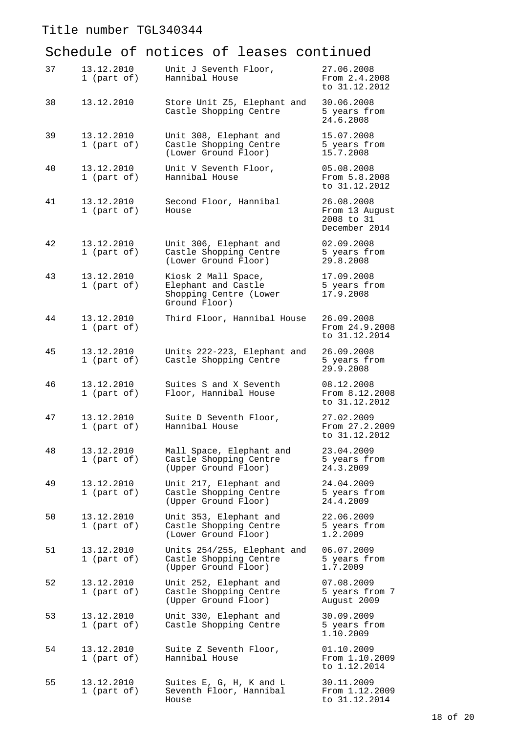Title number TGL340344

## Schedule of notices of leases continued

| | | | |
|---|---|---|---|
| 37 | 13.12.2010 1 (part of) | Unit J Seventh Floor, Hannibal House | 27.06.2008 From 2.4.2008 to 31.12.2012 |
| 38 | 13.12.2010 | Store Unit Z5, Elephant and Castle Shopping Centre | 30.06.2008 5 years from 24.6.2008 |
| 39 | 13.12.2010 1 (part of) | Unit 308, Elephant and Castle Shopping Centre (Lower Ground Floor) | 15.07.2008 5 years from 15.7.2008 |
| 40 | 13.12.2010 1 (part of) | Unit V Seventh Floor, Hannibal House | 05.08.2008 From 5.8.2008 to 31.12.2012 |
| 41 | 13.12.2010 1 (part of) | Second Floor, Hannibal House | 26.08.2008 From 13 August 2008 to 31 December 2014 |
| 42 | 13.12.2010 1 (part of) | Unit 306, Elephant and Castle Shopping Centre (Lower Ground Floor) | 02.09.2008 5 years from 29.8.2008 |
| 43 | 13.12.2010 1 (part of) | Kiosk 2 Mall Space, Elephant and Castle Shopping Centre (Lower Ground Floor) | 17.09.2008 5 years from 17.9.2008 |
| 44 | 13.12.2010 1 (part of) | Third Floor, Hannibal House | 26.09.2008 From 24.9.2008 to 31.12.2014 |
| 45 | 13.12.2010 1 (part of) | Units 222-223, Elephant and Castle Shopping Centre | 26.09.2008 5 years from 29.9.2008 |
| 46 | 13.12.2010 1 (part of) | Suites S and X Seventh Floor, Hannibal House | 08.12.2008 From 8.12.2008 to 31.12.2012 |
| 47 | 13.12.2010 1 (part of) | Suite D Seventh Floor, Hannibal House | 27.02.2009 From 27.2.2009 to 31.12.2012 |
| 48 | 13.12.2010 1 (part of) | Mall Space, Elephant and Castle Shopping Centre (Upper Ground Floor) | 23.04.2009 5 years from 24.3.2009 |
| 49 | 13.12.2010 1 (part of) | Unit 217, Elephant and Castle Shopping Centre (Upper Ground Floor) | 24.04.2009 5 years from 24.4.2009 |
| 50 | 13.12.2010 1 (part of) | Unit 353, Elephant and Castle Shopping Centre (Lower Ground Floor) | 22.06.2009 5 years from 1.2.2009 |
| 51 | 13.12.2010 1 (part of) | Units 254/255, Elephant and Castle Shopping Centre (Upper Ground Floor) | 06.07.2009 5 years from 1.7.2009 |
| 52 | 13.12.2010 1 (part of) | Unit 252, Elephant and Castle Shopping Centre (Upper Ground Floor) | 07.08.2009 5 years from 7 August 2009 |
| 53 | 13.12.2010 1 (part of) | Unit 330, Elephant and Castle Shopping Centre | 30.09.2009 5 years from 1.10.2009 |
| 54 | 13.12.2010 1 (part of) | Suite Z Seventh Floor, Hannibal House | 01.10.2009 From 1.10.2009 to 1.12.2014 |
| 55 | 13.12.2010 1 (part of) | Suites E, G, H, K and L Seventh Floor, Hannibal House | 30.11.2009 From 1.12.2009 to 31.12.2014 |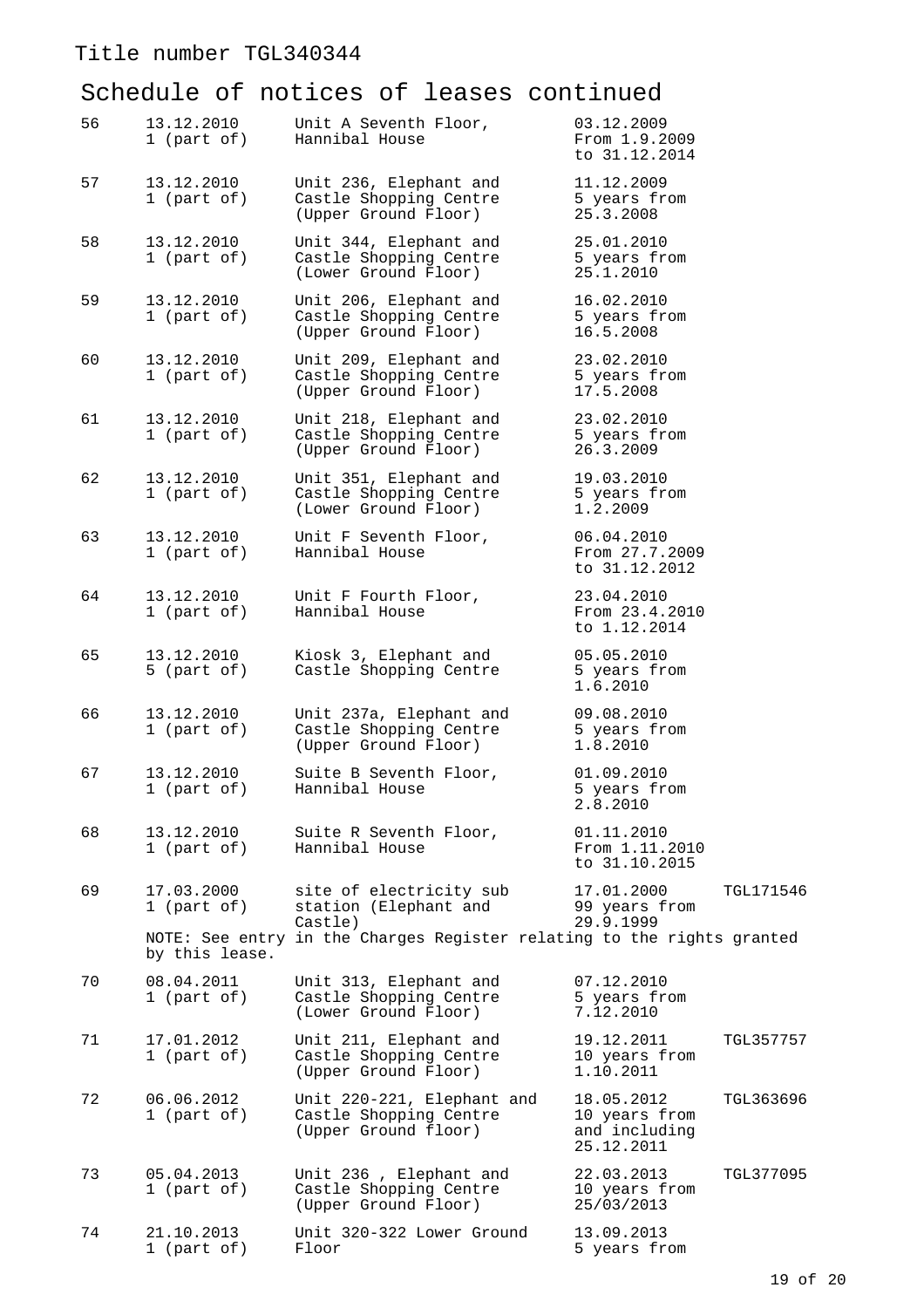Title number TGL340344

# Schedule of notices of leases continued

| | | | | |
|---|---|---|---|---|
| 56 | 13.12.2010 1 (part of) | Unit A Seventh Floor, Hannibal House | 03.12.2009 From 1.9.2009 to 31.12.2014 | |
| 57 | 13.12.2010 1 (part of) | Unit 236, Elephant and Castle Shopping Centre (Upper Ground Floor) | 11.12.2009 5 years from 25.3.2008 | |
| 58 | 13.12.2010 1 (part of) | Unit 344, Elephant and Castle Shopping Centre (Lower Ground Floor) | 25.01.2010 5 years from 25.1.2010 | |
| 59 | 13.12.2010 1 (part of) | Unit 206, Elephant and Castle Shopping Centre (Upper Ground Floor) | 16.02.2010 5 years from 16.5.2008 | |
| 60 | 13.12.2010 1 (part of) | Unit 209, Elephant and Castle Shopping Centre (Upper Ground Floor) | 23.02.2010 5 years from 17.5.2008 | |
| 61 | 13.12.2010 1 (part of) | Unit 218, Elephant and Castle Shopping Centre (Upper Ground Floor) | 23.02.2010 5 years from 26.3.2009 | |
| 62 | 13.12.2010 1 (part of) | Unit 351, Elephant and Castle Shopping Centre (Lower Ground Floor) | 19.03.2010 5 years from 1.2.2009 | |
| 63 | 13.12.2010 1 (part of) | Unit F Seventh Floor, Hannibal House | 06.04.2010 From 27.7.2009 to 31.12.2012 | |
| 64 | 13.12.2010 1 (part of) | Unit F Fourth Floor, Hannibal House | 23.04.2010 From 23.4.2010 to 1.12.2014 | |
| 65 | 13.12.2010 5 (part of) | Kiosk 3, Elephant and Castle Shopping Centre | 05.05.2010 5 years from 1.6.2010 | |
| 66 | 13.12.2010 1 (part of) | Unit 237a, Elephant and Castle Shopping Centre (Upper Ground Floor) | 09.08.2010 5 years from 1.8.2010 | |
| 67 | 13.12.2010 1 (part of) | Suite B Seventh Floor, Hannibal House | 01.09.2010 5 years from 2.8.2010 | |
| 68 | 13.12.2010 1 (part of) | Suite R Seventh Floor, Hannibal House | 01.11.2010 From 1.11.2010 to 31.10.2015 | |
| 69 | 17.03.2000 1 (part of) | site of electricity sub station (Elephant and Castle) | 17.01.2000 99 years from 29.9.1999 | TGL171546 |
| | NOTE: See entry in the Charges Register relating to the rights granted by this lease. | | | |
| 70 | 08.04.2011 1 (part of) | Unit 313, Elephant and Castle Shopping Centre (Lower Ground Floor) | 07.12.2010 5 years from 7.12.2010 | |
| 71 | 17.01.2012 1 (part of) | Unit 211, Elephant and Castle Shopping Centre (Upper Ground Floor) | 19.12.2011 10 years from 1.10.2011 | TGL357757 |
| 72 | 06.06.2012 1 (part of) | Unit 220-221, Elephant and Castle Shopping Centre (Upper Ground floor) | 18.05.2012 10 years from and including 25.12.2011 | TGL363696 |
| 73 | 05.04.2013 1 (part of) | Unit 236 , Elephant and Castle Shopping Centre (Upper Ground Floor) | 22.03.2013 10 years from 25/03/2013 | TGL377095 |
| 74 | 21.10.2013 1 (part of) | Unit 320-322 Lower Ground Floor | 13.09.2013 5 years from | |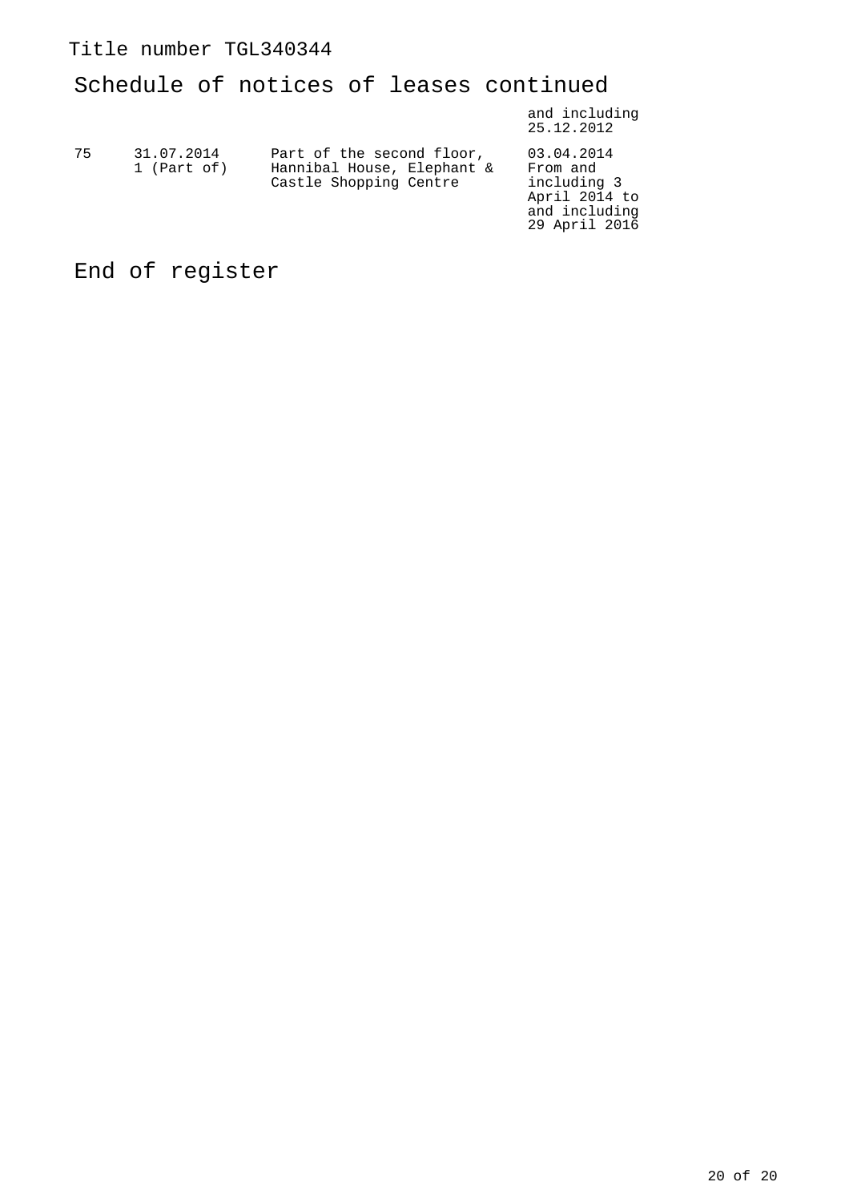Title number TGL340344

## Schedule of notices of leases continued

| | | | |
|---|---|---|---|
| | | | and including 25.12.2012 |
| 75 | 31.07.2014 1 (Part of) | Part of the second floor, Hannibal House, Elephant & Castle Shopping Centre | 03.04.2014 From and including 3 April 2014 to and including 29 April 2016 |

## End of register